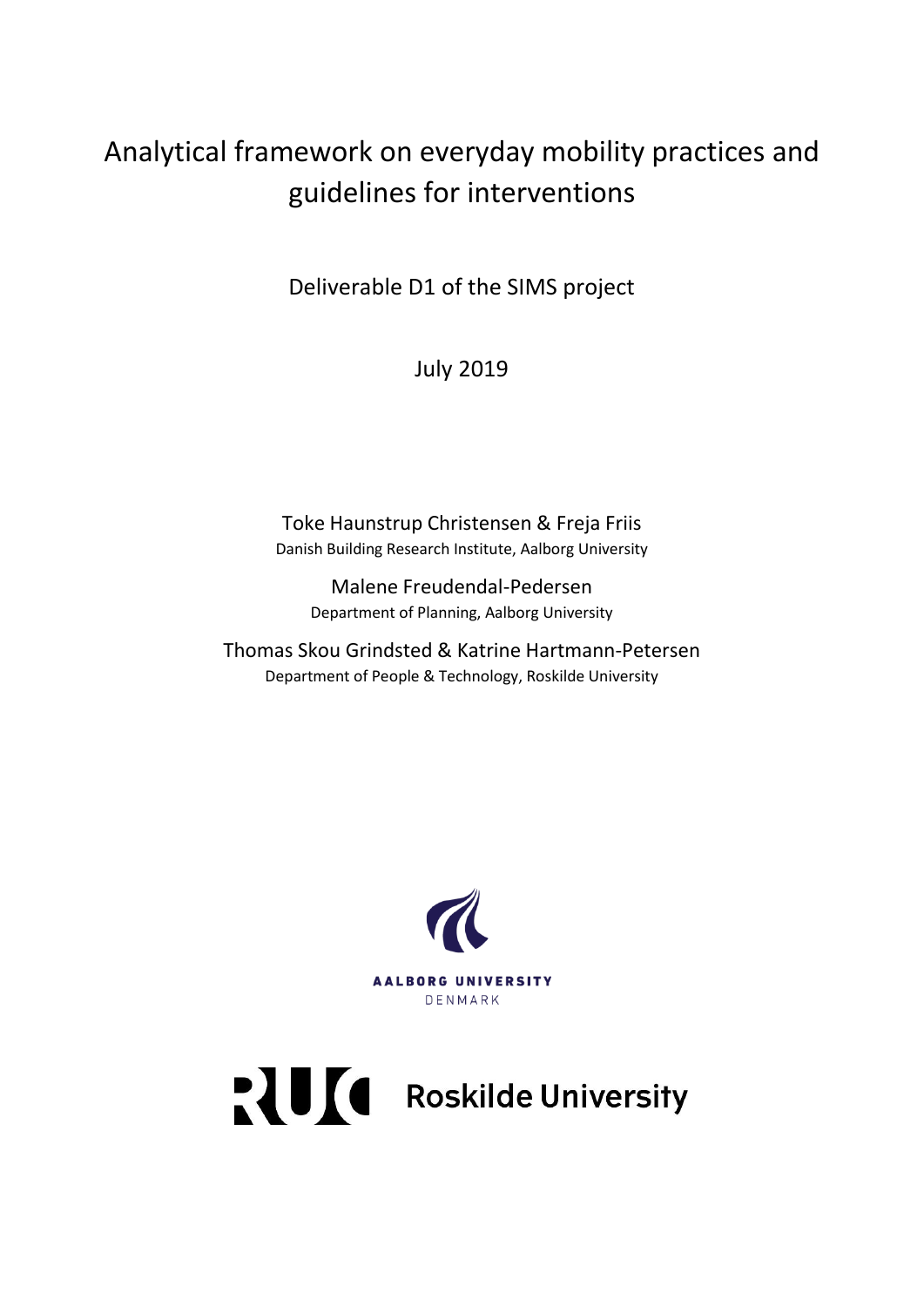# Analytical framework on everyday mobility practices and guidelines for interventions

Deliverable D1 of the SIMS project

July 2019

Toke Haunstrup Christensen & Freja Friis
Danish Building Research Institute, Aalborg University

Malene Freudendal-Pedersen
Department of Planning, Aalborg University

Thomas Skou Grindsted & Katrine Hartmann-Petersen
Department of People & Technology, Roskilde University

AALBORG UNIVERSITY
DENMARK

Roskilde University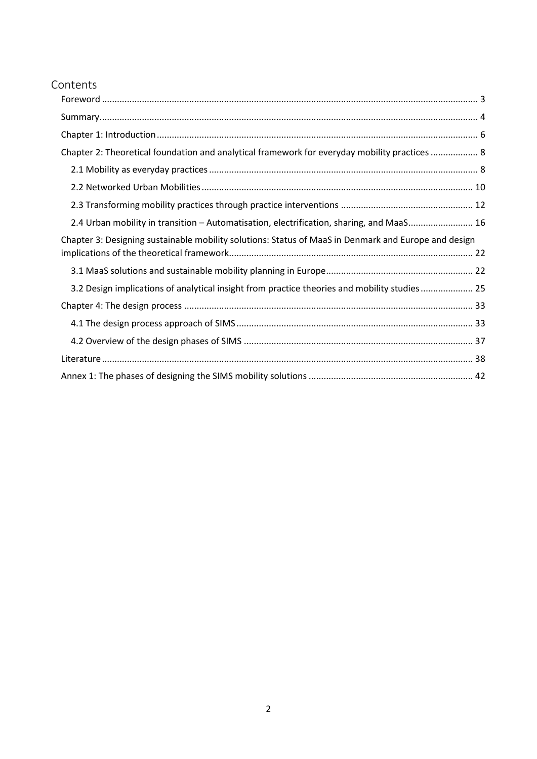# Contents

- Foreword ..... 3
- Summary ..... 4
- Chapter 1: Introduction ..... 6
- Chapter 2: Theoretical foundation and analytical framework for everyday mobility practices ..... 8
  - 2.1 Mobility as everyday practices ..... 8
  - 2.2 Networked Urban Mobilities ..... 10
  - 2.3 Transforming mobility practices through practice interventions ..... 12
  - 2.4 Urban mobility in transition – Automatisation, electrification, sharing, and MaaS ..... 16
- Chapter 3: Designing sustainable mobility solutions: Status of MaaS in Denmark and Europe and design implications of the theoretical framework ..... 22
  - 3.1 MaaS solutions and sustainable mobility planning in Europe ..... 22
  - 3.2 Design implications of analytical insight from practice theories and mobility studies ..... 25
- Chapter 4: The design process ..... 33
  - 4.1 The design process approach of SIMS ..... 33
  - 4.2 Overview of the design phases of SIMS ..... 37
- Literature ..... 38
- Annex 1: The phases of designing the SIMS mobility solutions ..... 42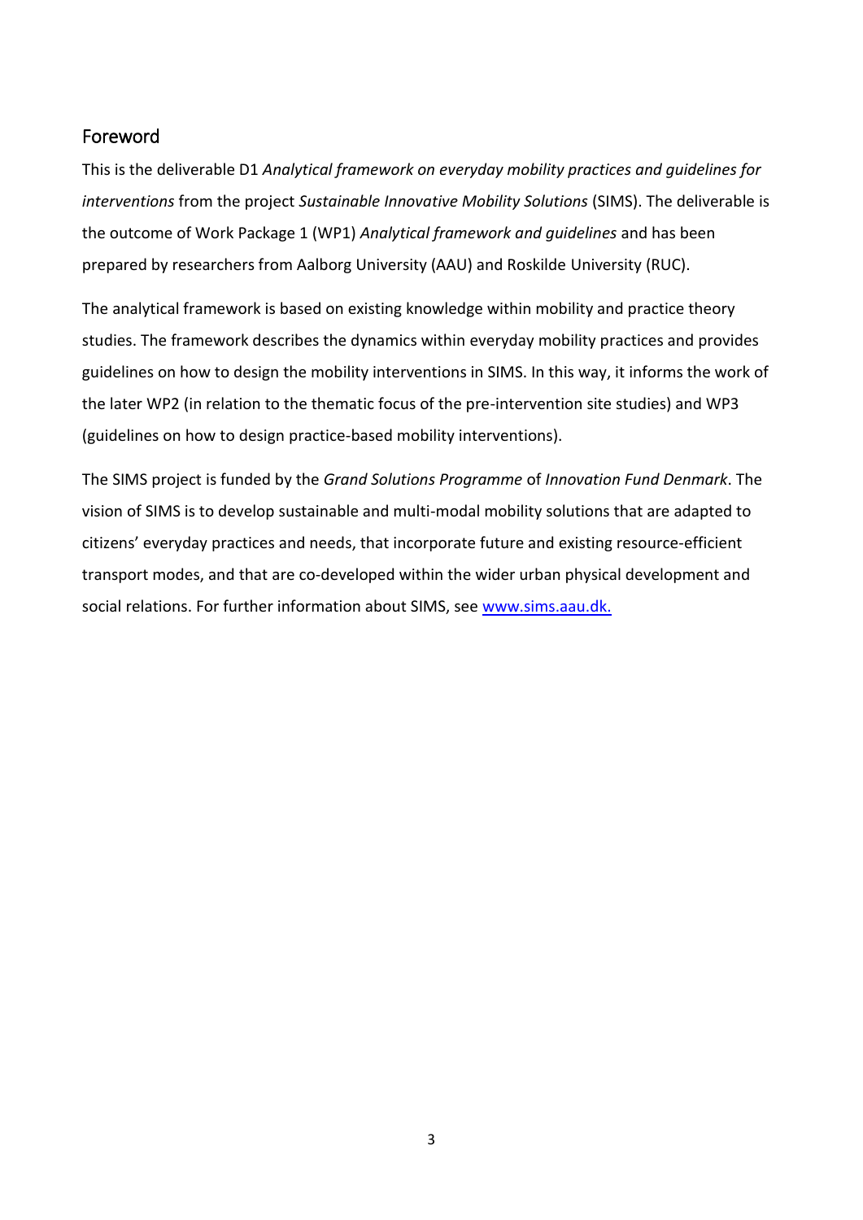## Foreword

This is the deliverable D1 *Analytical framework on everyday mobility practices and guidelines for interventions* from the project *Sustainable Innovative Mobility Solutions* (SIMS). The deliverable is the outcome of Work Package 1 (WP1) *Analytical framework and guidelines* and has been prepared by researchers from Aalborg University (AAU) and Roskilde University (RUC).

The analytical framework is based on existing knowledge within mobility and practice theory studies. The framework describes the dynamics within everyday mobility practices and provides guidelines on how to design the mobility interventions in SIMS. In this way, it informs the work of the later WP2 (in relation to the thematic focus of the pre-intervention site studies) and WP3 (guidelines on how to design practice-based mobility interventions).

The SIMS project is funded by the *Grand Solutions Programme* of *Innovation Fund Denmark*. The vision of SIMS is to develop sustainable and multi-modal mobility solutions that are adapted to citizens' everyday practices and needs, that incorporate future and existing resource-efficient transport modes, and that are co-developed within the wider urban physical development and social relations. For further information about SIMS, see [www.sims.aau.dk.](http://www.sims.aau.dk)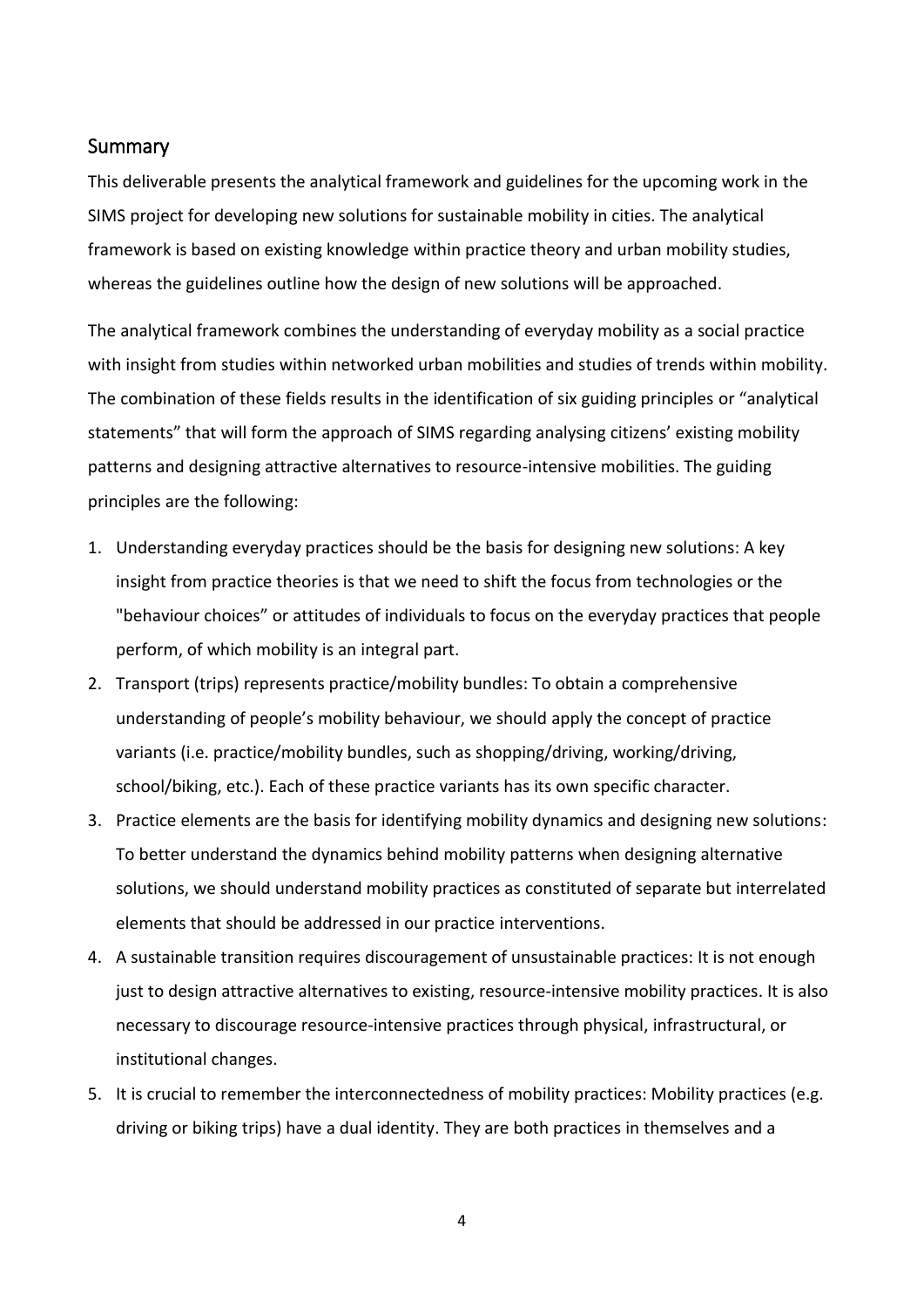## Summary

This deliverable presents the analytical framework and guidelines for the upcoming work in the SIMS project for developing new solutions for sustainable mobility in cities. The analytical framework is based on existing knowledge within practice theory and urban mobility studies, whereas the guidelines outline how the design of new solutions will be approached.

The analytical framework combines the understanding of everyday mobility as a social practice with insight from studies within networked urban mobilities and studies of trends within mobility. The combination of these fields results in the identification of six guiding principles or "analytical statements" that will form the approach of SIMS regarding analysing citizens' existing mobility patterns and designing attractive alternatives to resource-intensive mobilities. The guiding principles are the following:

1. Understanding everyday practices should be the basis for designing new solutions: A key insight from practice theories is that we need to shift the focus from technologies or the "behaviour choices" or attitudes of individuals to focus on the everyday practices that people perform, of which mobility is an integral part.
2. Transport (trips) represents practice/mobility bundles: To obtain a comprehensive understanding of people's mobility behaviour, we should apply the concept of practice variants (i.e. practice/mobility bundles, such as shopping/driving, working/driving, school/biking, etc.). Each of these practice variants has its own specific character.
3. Practice elements are the basis for identifying mobility dynamics and designing new solutions: To better understand the dynamics behind mobility patterns when designing alternative solutions, we should understand mobility practices as constituted of separate but interrelated elements that should be addressed in our practice interventions.
4. A sustainable transition requires discouragement of unsustainable practices: It is not enough just to design attractive alternatives to existing, resource-intensive mobility practices. It is also necessary to discourage resource-intensive practices through physical, infrastructural, or institutional changes.
5. It is crucial to remember the interconnectedness of mobility practices: Mobility practices (e.g. driving or biking trips) have a dual identity. They are both practices in themselves and a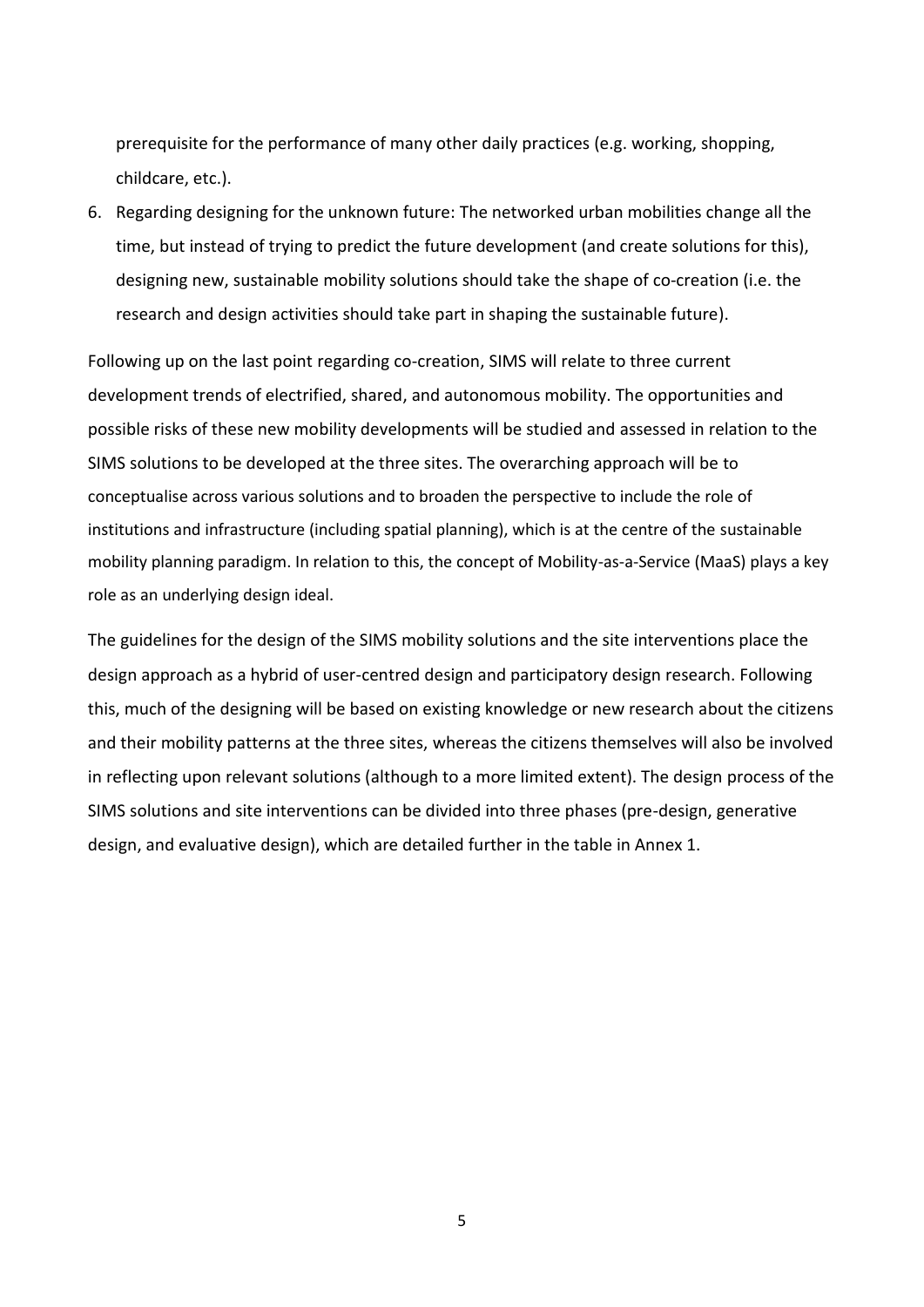prerequisite for the performance of many other daily practices (e.g. working, shopping, childcare, etc.).

6. Regarding designing for the unknown future: The networked urban mobilities change all the time, but instead of trying to predict the future development (and create solutions for this), designing new, sustainable mobility solutions should take the shape of co-creation (i.e. the research and design activities should take part in shaping the sustainable future).

Following up on the last point regarding co-creation, SIMS will relate to three current development trends of electrified, shared, and autonomous mobility. The opportunities and possible risks of these new mobility developments will be studied and assessed in relation to the SIMS solutions to be developed at the three sites. The overarching approach will be to conceptualise across various solutions and to broaden the perspective to include the role of institutions and infrastructure (including spatial planning), which is at the centre of the sustainable mobility planning paradigm. In relation to this, the concept of Mobility-as-a-Service (MaaS) plays a key role as an underlying design ideal.

The guidelines for the design of the SIMS mobility solutions and the site interventions place the design approach as a hybrid of user-centred design and participatory design research. Following this, much of the designing will be based on existing knowledge or new research about the citizens and their mobility patterns at the three sites, whereas the citizens themselves will also be involved in reflecting upon relevant solutions (although to a more limited extent). The design process of the SIMS solutions and site interventions can be divided into three phases (pre-design, generative design, and evaluative design), which are detailed further in the table in Annex 1.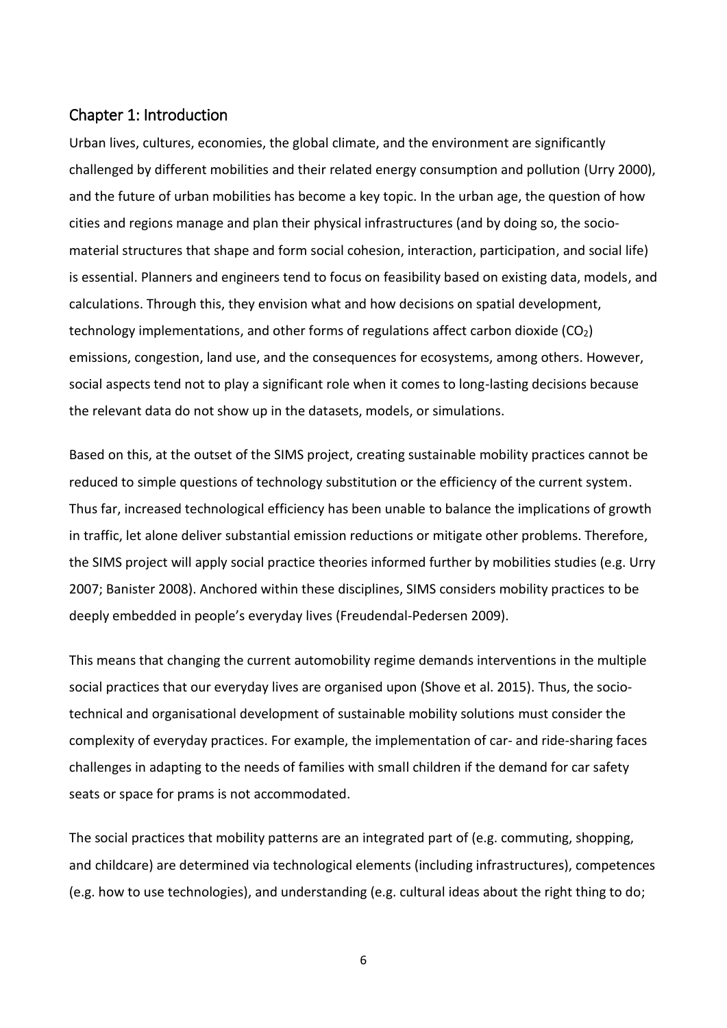## Chapter 1: Introduction

Urban lives, cultures, economies, the global climate, and the environment are significantly challenged by different mobilities and their related energy consumption and pollution (Urry 2000), and the future of urban mobilities has become a key topic. In the urban age, the question of how cities and regions manage and plan their physical infrastructures (and by doing so, the socio-material structures that shape and form social cohesion, interaction, participation, and social life) is essential. Planners and engineers tend to focus on feasibility based on existing data, models, and calculations. Through this, they envision what and how decisions on spatial development, technology implementations, and other forms of regulations affect carbon dioxide ($CO_2$) emissions, congestion, land use, and the consequences for ecosystems, among others. However, social aspects tend not to play a significant role when it comes to long-lasting decisions because the relevant data do not show up in the datasets, models, or simulations.

Based on this, at the outset of the SIMS project, creating sustainable mobility practices cannot be reduced to simple questions of technology substitution or the efficiency of the current system. Thus far, increased technological efficiency has been unable to balance the implications of growth in traffic, let alone deliver substantial emission reductions or mitigate other problems. Therefore, the SIMS project will apply social practice theories informed further by mobilities studies (e.g. Urry 2007; Banister 2008). Anchored within these disciplines, SIMS considers mobility practices to be deeply embedded in people's everyday lives (Freudendal-Pedersen 2009).

This means that changing the current automobility regime demands interventions in the multiple social practices that our everyday lives are organised upon (Shove et al. 2015). Thus, the socio-technical and organisational development of sustainable mobility solutions must consider the complexity of everyday practices. For example, the implementation of car- and ride-sharing faces challenges in adapting to the needs of families with small children if the demand for car safety seats or space for prams is not accommodated.

The social practices that mobility patterns are an integrated part of (e.g. commuting, shopping, and childcare) are determined via technological elements (including infrastructures), competences (e.g. how to use technologies), and understanding (e.g. cultural ideas about the right thing to do;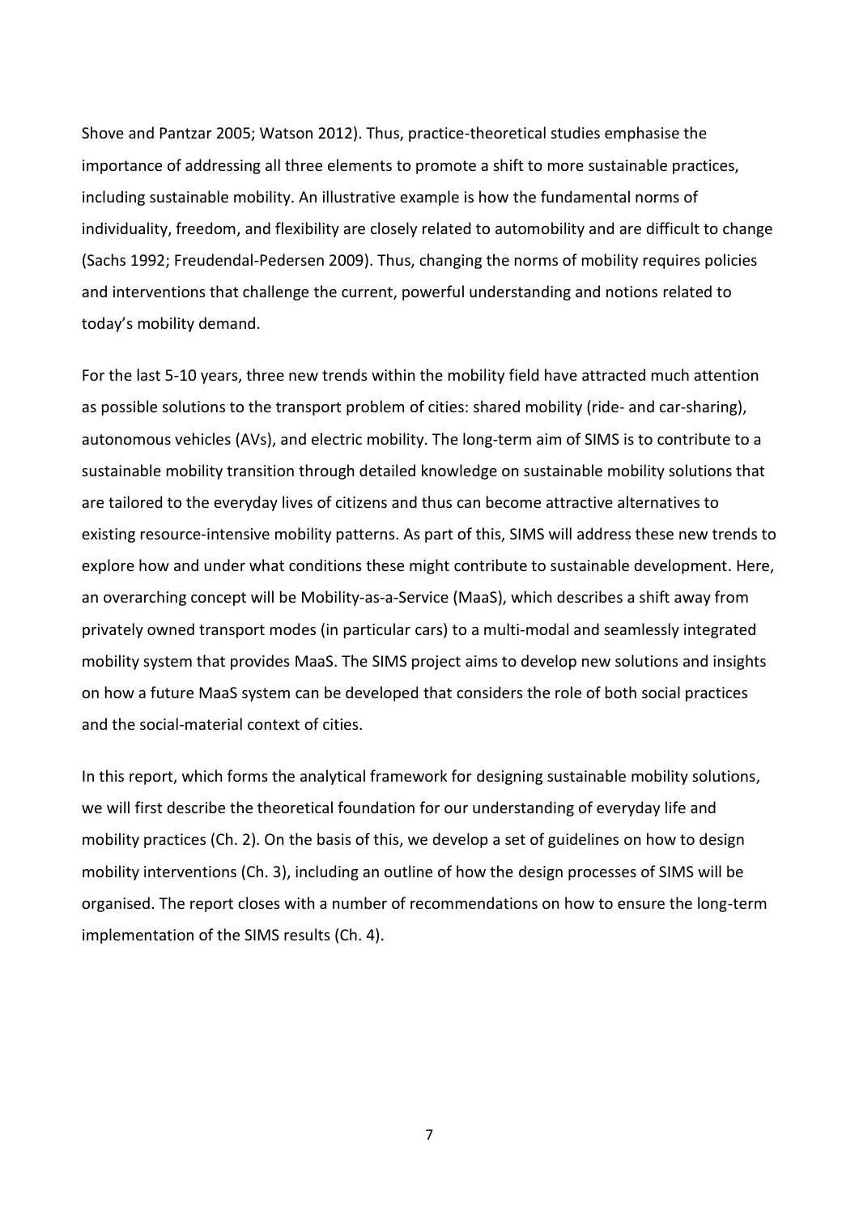Shove and Pantzar 2005; Watson 2012). Thus, practice-theoretical studies emphasise the importance of addressing all three elements to promote a shift to more sustainable practices, including sustainable mobility. An illustrative example is how the fundamental norms of individuality, freedom, and flexibility are closely related to automobility and are difficult to change (Sachs 1992; Freudendal-Pedersen 2009). Thus, changing the norms of mobility requires policies and interventions that challenge the current, powerful understanding and notions related to today's mobility demand.

For the last 5-10 years, three new trends within the mobility field have attracted much attention as possible solutions to the transport problem of cities: shared mobility (ride- and car-sharing), autonomous vehicles (AVs), and electric mobility. The long-term aim of SIMS is to contribute to a sustainable mobility transition through detailed knowledge on sustainable mobility solutions that are tailored to the everyday lives of citizens and thus can become attractive alternatives to existing resource-intensive mobility patterns. As part of this, SIMS will address these new trends to explore how and under what conditions these might contribute to sustainable development. Here, an overarching concept will be Mobility-as-a-Service (MaaS), which describes a shift away from privately owned transport modes (in particular cars) to a multi-modal and seamlessly integrated mobility system that provides MaaS. The SIMS project aims to develop new solutions and insights on how a future MaaS system can be developed that considers the role of both social practices and the social-material context of cities.

In this report, which forms the analytical framework for designing sustainable mobility solutions, we will first describe the theoretical foundation for our understanding of everyday life and mobility practices (Ch. 2). On the basis of this, we develop a set of guidelines on how to design mobility interventions (Ch. 3), including an outline of how the design processes of SIMS will be organised. The report closes with a number of recommendations on how to ensure the long-term implementation of the SIMS results (Ch. 4).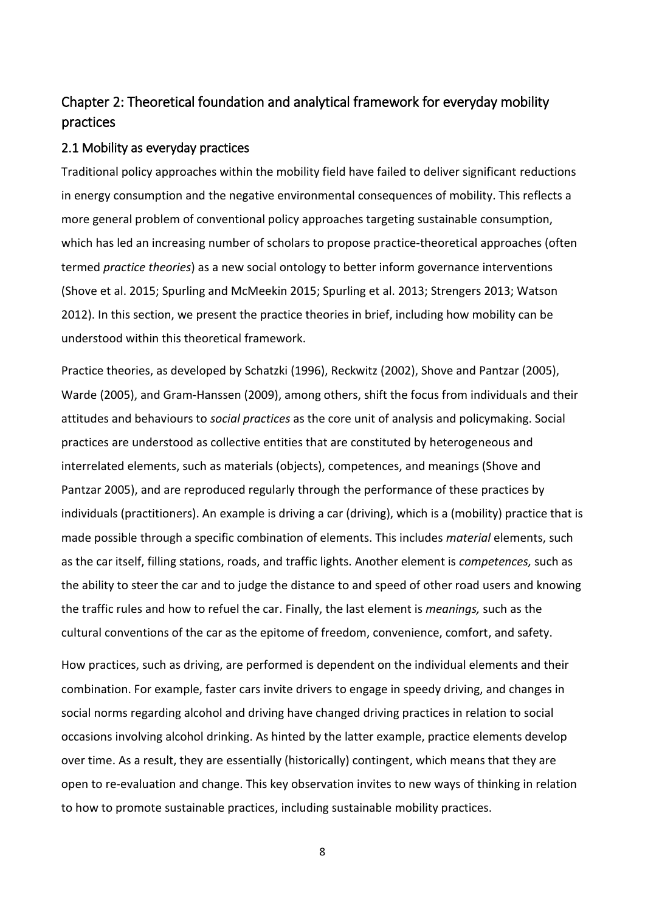## Chapter 2: Theoretical foundation and analytical framework for everyday mobility practices

### 2.1 Mobility as everyday practices

Traditional policy approaches within the mobility field have failed to deliver significant reductions in energy consumption and the negative environmental consequences of mobility. This reflects a more general problem of conventional policy approaches targeting sustainable consumption, which has led an increasing number of scholars to propose practice-theoretical approaches (often termed *practice theories*) as a new social ontology to better inform governance interventions (Shove et al. 2015; Spurling and McMeekin 2015; Spurling et al. 2013; Strengers 2013; Watson 2012). In this section, we present the practice theories in brief, including how mobility can be understood within this theoretical framework.

Practice theories, as developed by Schatzki (1996), Reckwitz (2002), Shove and Pantzar (2005), Warde (2005), and Gram-Hanssen (2009), among others, shift the focus from individuals and their attitudes and behaviours to *social practices* as the core unit of analysis and policymaking. Social practices are understood as collective entities that are constituted by heterogeneous and interrelated elements, such as materials (objects), competences, and meanings (Shove and Pantzar 2005), and are reproduced regularly through the performance of these practices by individuals (practitioners). An example is driving a car (driving), which is a (mobility) practice that is made possible through a specific combination of elements. This includes *material* elements, such as the car itself, filling stations, roads, and traffic lights. Another element is *competences,* such as the ability to steer the car and to judge the distance to and speed of other road users and knowing the traffic rules and how to refuel the car. Finally, the last element is *meanings,* such as the cultural conventions of the car as the epitome of freedom, convenience, comfort, and safety.

How practices, such as driving, are performed is dependent on the individual elements and their combination. For example, faster cars invite drivers to engage in speedy driving, and changes in social norms regarding alcohol and driving have changed driving practices in relation to social occasions involving alcohol drinking. As hinted by the latter example, practice elements develop over time. As a result, they are essentially (historically) contingent, which means that they are open to re-evaluation and change. This key observation invites to new ways of thinking in relation to how to promote sustainable practices, including sustainable mobility practices.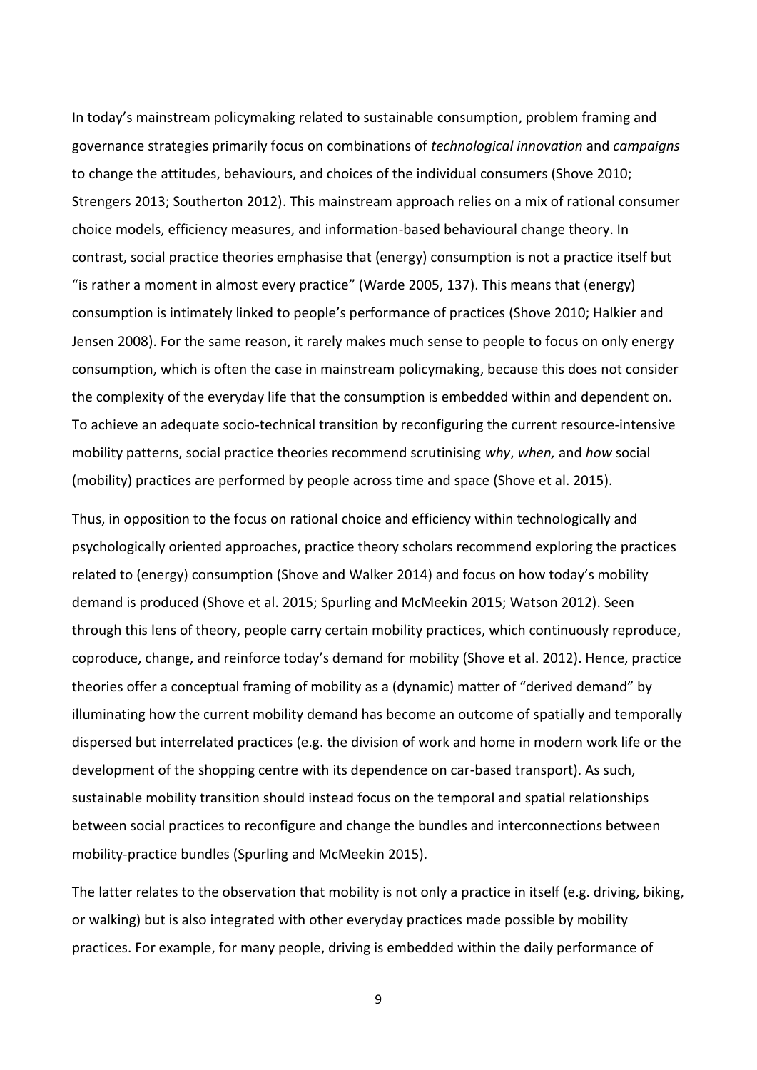In today's mainstream policymaking related to sustainable consumption, problem framing and governance strategies primarily focus on combinations of *technological innovation* and *campaigns* to change the attitudes, behaviours, and choices of the individual consumers (Shove 2010; Strengers 2013; Southerton 2012). This mainstream approach relies on a mix of rational consumer choice models, efficiency measures, and information-based behavioural change theory. In contrast, social practice theories emphasise that (energy) consumption is not a practice itself but "is rather a moment in almost every practice" (Warde 2005, 137). This means that (energy) consumption is intimately linked to people's performance of practices (Shove 2010; Halkier and Jensen 2008). For the same reason, it rarely makes much sense to people to focus on only energy consumption, which is often the case in mainstream policymaking, because this does not consider the complexity of the everyday life that the consumption is embedded within and dependent on. To achieve an adequate socio-technical transition by reconfiguring the current resource-intensive mobility patterns, social practice theories recommend scrutinising *why*, *when,* and *how* social (mobility) practices are performed by people across time and space (Shove et al. 2015).

Thus, in opposition to the focus on rational choice and efficiency within technologically and psychologically oriented approaches, practice theory scholars recommend exploring the practices related to (energy) consumption (Shove and Walker 2014) and focus on how today's mobility demand is produced (Shove et al. 2015; Spurling and McMeekin 2015; Watson 2012). Seen through this lens of theory, people carry certain mobility practices, which continuously reproduce, coproduce, change, and reinforce today's demand for mobility (Shove et al. 2012). Hence, practice theories offer a conceptual framing of mobility as a (dynamic) matter of "derived demand" by illuminating how the current mobility demand has become an outcome of spatially and temporally dispersed but interrelated practices (e.g. the division of work and home in modern work life or the development of the shopping centre with its dependence on car-based transport). As such, sustainable mobility transition should instead focus on the temporal and spatial relationships between social practices to reconfigure and change the bundles and interconnections between mobility-practice bundles (Spurling and McMeekin 2015).

The latter relates to the observation that mobility is not only a practice in itself (e.g. driving, biking, or walking) but is also integrated with other everyday practices made possible by mobility practices. For example, for many people, driving is embedded within the daily performance of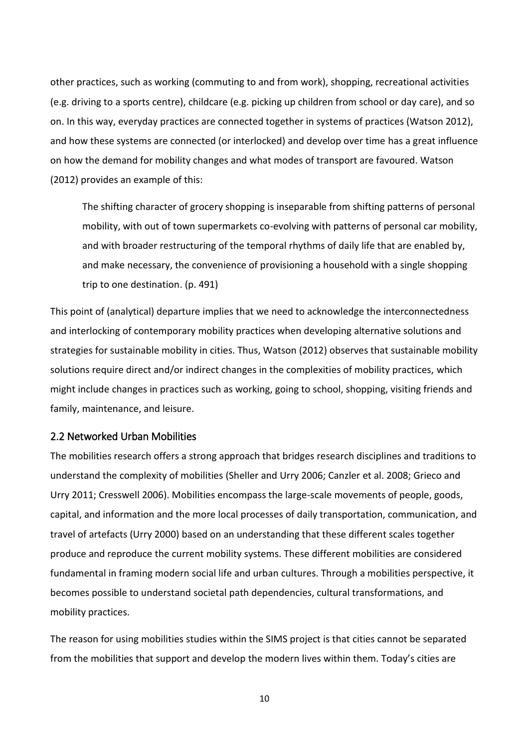other practices, such as working (commuting to and from work), shopping, recreational activities (e.g. driving to a sports centre), childcare (e.g. picking up children from school or day care), and so on. In this way, everyday practices are connected together in systems of practices (Watson 2012), and how these systems are connected (or interlocked) and develop over time has a great influence on how the demand for mobility changes and what modes of transport are favoured. Watson (2012) provides an example of this:

> The shifting character of grocery shopping is inseparable from shifting patterns of personal mobility, with out of town supermarkets co-evolving with patterns of personal car mobility, and with broader restructuring of the temporal rhythms of daily life that are enabled by, and make necessary, the convenience of provisioning a household with a single shopping trip to one destination. (p. 491)

This point of (analytical) departure implies that we need to acknowledge the interconnectedness and interlocking of contemporary mobility practices when developing alternative solutions and strategies for sustainable mobility in cities. Thus, Watson (2012) observes that sustainable mobility solutions require direct and/or indirect changes in the complexities of mobility practices, which might include changes in practices such as working, going to school, shopping, visiting friends and family, maintenance, and leisure.

## 2.2 Networked Urban Mobilities

The mobilities research offers a strong approach that bridges research disciplines and traditions to understand the complexity of mobilities (Sheller and Urry 2006; Canzler et al. 2008; Grieco and Urry 2011; Cresswell 2006). Mobilities encompass the large-scale movements of people, goods, capital, and information and the more local processes of daily transportation, communication, and travel of artefacts (Urry 2000) based on an understanding that these different scales together produce and reproduce the current mobility systems. These different mobilities are considered fundamental in framing modern social life and urban cultures. Through a mobilities perspective, it becomes possible to understand societal path dependencies, cultural transformations, and mobility practices.

The reason for using mobilities studies within the SIMS project is that cities cannot be separated from the mobilities that support and develop the modern lives within them. Today's cities are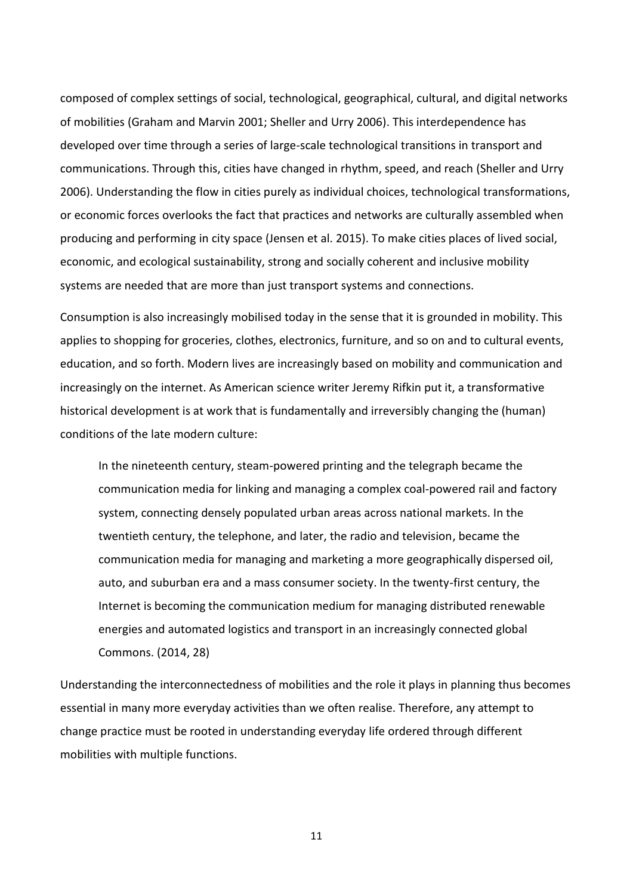composed of complex settings of social, technological, geographical, cultural, and digital networks of mobilities (Graham and Marvin 2001; Sheller and Urry 2006). This interdependence has developed over time through a series of large-scale technological transitions in transport and communications. Through this, cities have changed in rhythm, speed, and reach (Sheller and Urry 2006). Understanding the flow in cities purely as individual choices, technological transformations, or economic forces overlooks the fact that practices and networks are culturally assembled when producing and performing in city space (Jensen et al. 2015). To make cities places of lived social, economic, and ecological sustainability, strong and socially coherent and inclusive mobility systems are needed that are more than just transport systems and connections.

Consumption is also increasingly mobilised today in the sense that it is grounded in mobility. This applies to shopping for groceries, clothes, electronics, furniture, and so on and to cultural events, education, and so forth. Modern lives are increasingly based on mobility and communication and increasingly on the internet. As American science writer Jeremy Rifkin put it, a transformative historical development is at work that is fundamentally and irreversibly changing the (human) conditions of the late modern culture:

> In the nineteenth century, steam-powered printing and the telegraph became the communication media for linking and managing a complex coal-powered rail and factory system, connecting densely populated urban areas across national markets. In the twentieth century, the telephone, and later, the radio and television, became the communication media for managing and marketing a more geographically dispersed oil, auto, and suburban era and a mass consumer society. In the twenty-first century, the Internet is becoming the communication medium for managing distributed renewable energies and automated logistics and transport in an increasingly connected global Commons. (2014, 28)

Understanding the interconnectedness of mobilities and the role it plays in planning thus becomes essential in many more everyday activities than we often realise. Therefore, any attempt to change practice must be rooted in understanding everyday life ordered through different mobilities with multiple functions.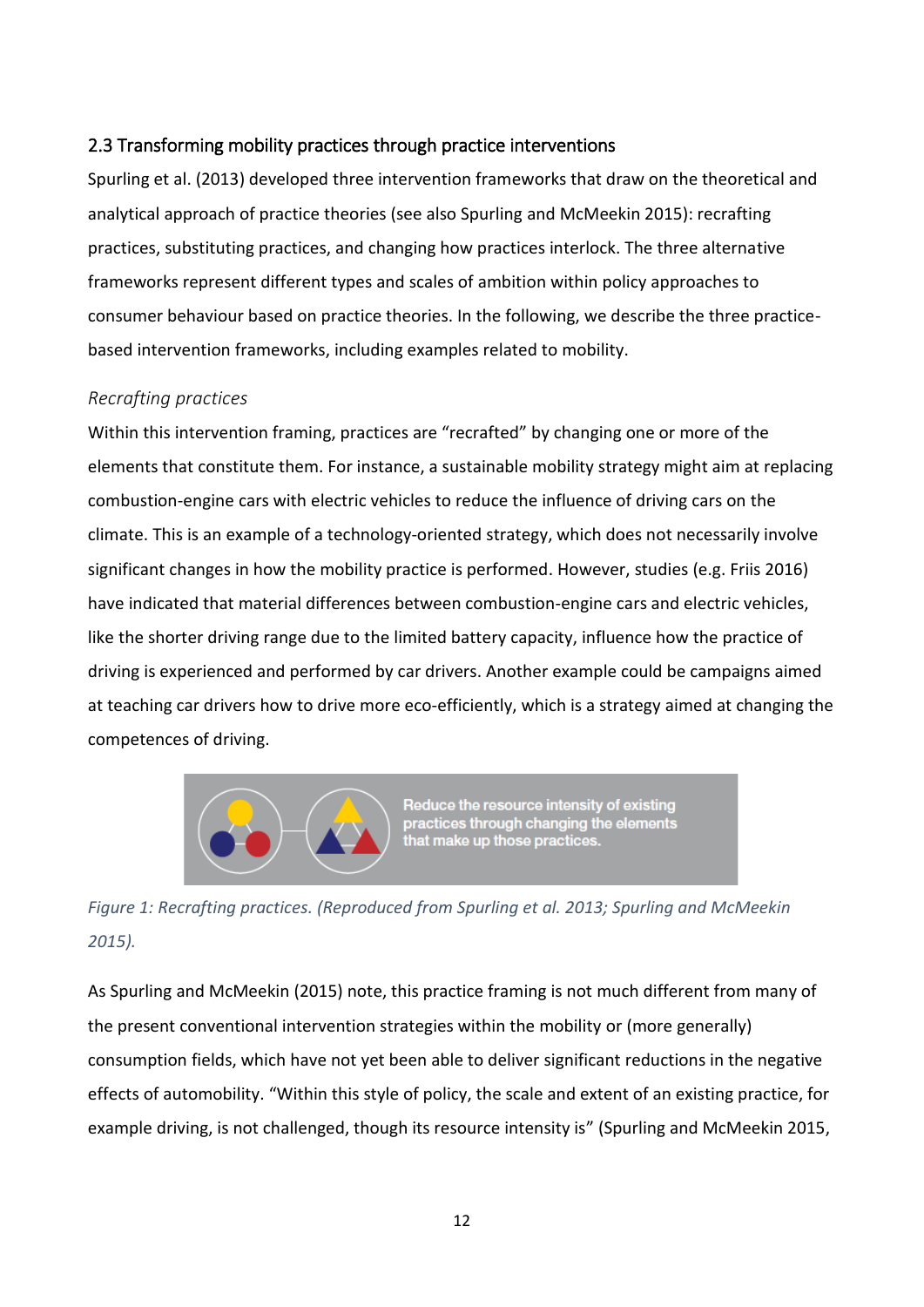### 2.3 Transforming mobility practices through practice interventions

Spurling et al. (2013) developed three intervention frameworks that draw on the theoretical and analytical approach of practice theories (see also Spurling and McMeekin 2015): recrafting practices, substituting practices, and changing how practices interlock. The three alternative frameworks represent different types and scales of ambition within policy approaches to consumer behaviour based on practice theories. In the following, we describe the three practice-based intervention frameworks, including examples related to mobility.

*Recrafting practices*

Within this intervention framing, practices are "recrafted" by changing one or more of the elements that constitute them. For instance, a sustainable mobility strategy might aim at replacing combustion-engine cars with electric vehicles to reduce the influence of driving cars on the climate. This is an example of a technology-oriented strategy, which does not necessarily involve significant changes in how the mobility practice is performed. However, studies (e.g. Friis 2016) have indicated that material differences between combustion-engine cars and electric vehicles, like the shorter driving range due to the limited battery capacity, influence how the practice of driving is experienced and performed by car drivers. Another example could be campaigns aimed at teaching car drivers how to drive more eco-efficiently, which is a strategy aimed at changing the competences of driving.

Reduce the resource intensity of existing practices through changing the elements that make up those practices.

*Figure 1: Recrafting practices. (Reproduced from Spurling et al. 2013; Spurling and McMeekin 2015).*

As Spurling and McMeekin (2015) note, this practice framing is not much different from many of the present conventional intervention strategies within the mobility or (more generally) consumption fields, which have not yet been able to deliver significant reductions in the negative effects of automobility. "Within this style of policy, the scale and extent of an existing practice, for example driving, is not challenged, though its resource intensity is" (Spurling and McMeekin 2015,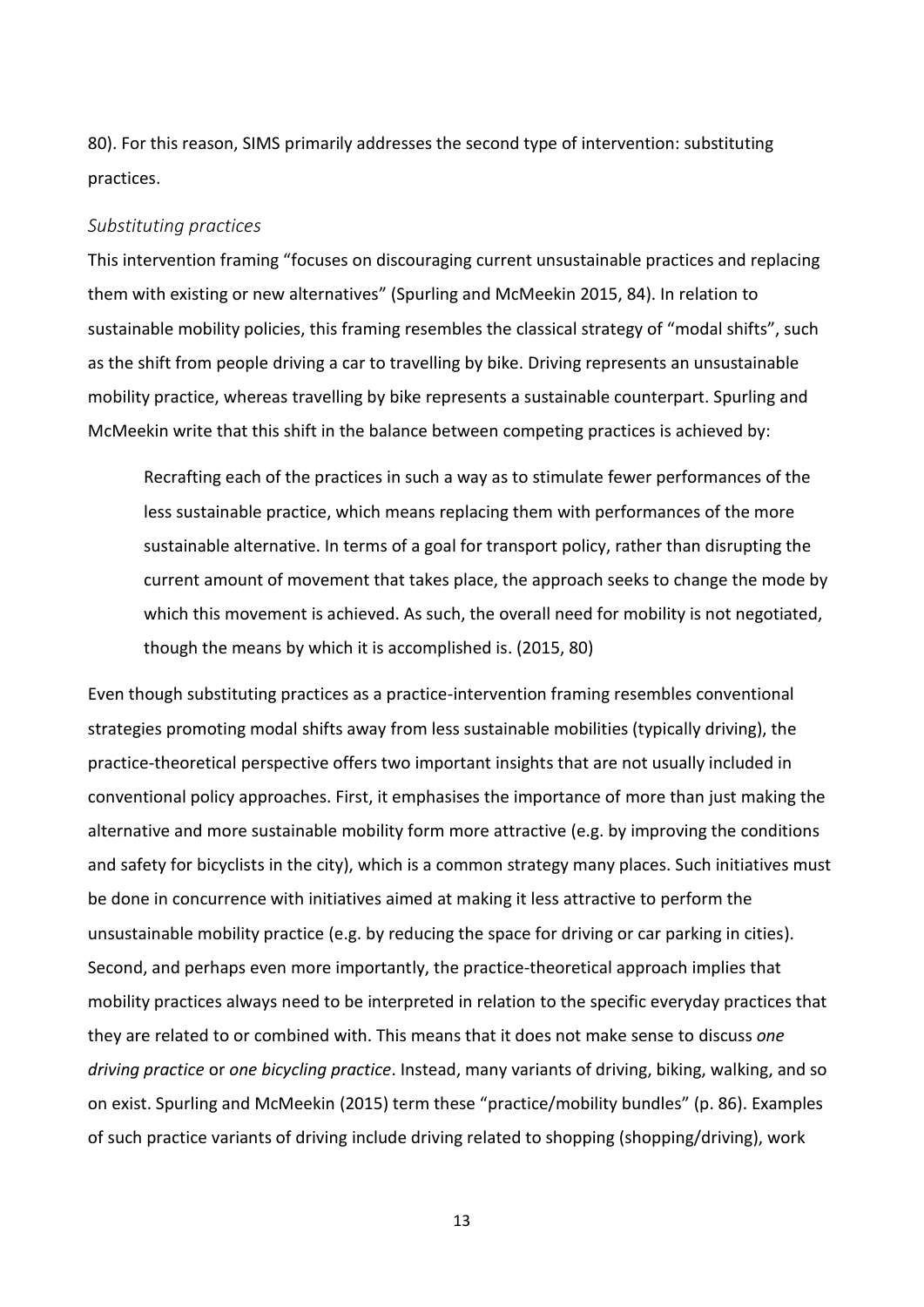80). For this reason, SIMS primarily addresses the second type of intervention: substituting practices.

### *Substituting practices*

This intervention framing "focuses on discouraging current unsustainable practices and replacing them with existing or new alternatives" (Spurling and McMeekin 2015, 84). In relation to sustainable mobility policies, this framing resembles the classical strategy of "modal shifts", such as the shift from people driving a car to travelling by bike. Driving represents an unsustainable mobility practice, whereas travelling by bike represents a sustainable counterpart. Spurling and McMeekin write that this shift in the balance between competing practices is achieved by:

> Recrafting each of the practices in such a way as to stimulate fewer performances of the less sustainable practice, which means replacing them with performances of the more sustainable alternative. In terms of a goal for transport policy, rather than disrupting the current amount of movement that takes place, the approach seeks to change the mode by which this movement is achieved. As such, the overall need for mobility is not negotiated, though the means by which it is accomplished is. (2015, 80)

Even though substituting practices as a practice-intervention framing resembles conventional strategies promoting modal shifts away from less sustainable mobilities (typically driving), the practice-theoretical perspective offers two important insights that are not usually included in conventional policy approaches. First, it emphasises the importance of more than just making the alternative and more sustainable mobility form more attractive (e.g. by improving the conditions and safety for bicyclists in the city), which is a common strategy many places. Such initiatives must be done in concurrence with initiatives aimed at making it less attractive to perform the unsustainable mobility practice (e.g. by reducing the space for driving or car parking in cities). Second, and perhaps even more importantly, the practice-theoretical approach implies that mobility practices always need to be interpreted in relation to the specific everyday practices that they are related to or combined with. This means that it does not make sense to discuss *one driving practice* or *one bicycling practice*. Instead, many variants of driving, biking, walking, and so on exist. Spurling and McMeekin (2015) term these "practice/mobility bundles" (p. 86). Examples of such practice variants of driving include driving related to shopping (shopping/driving), work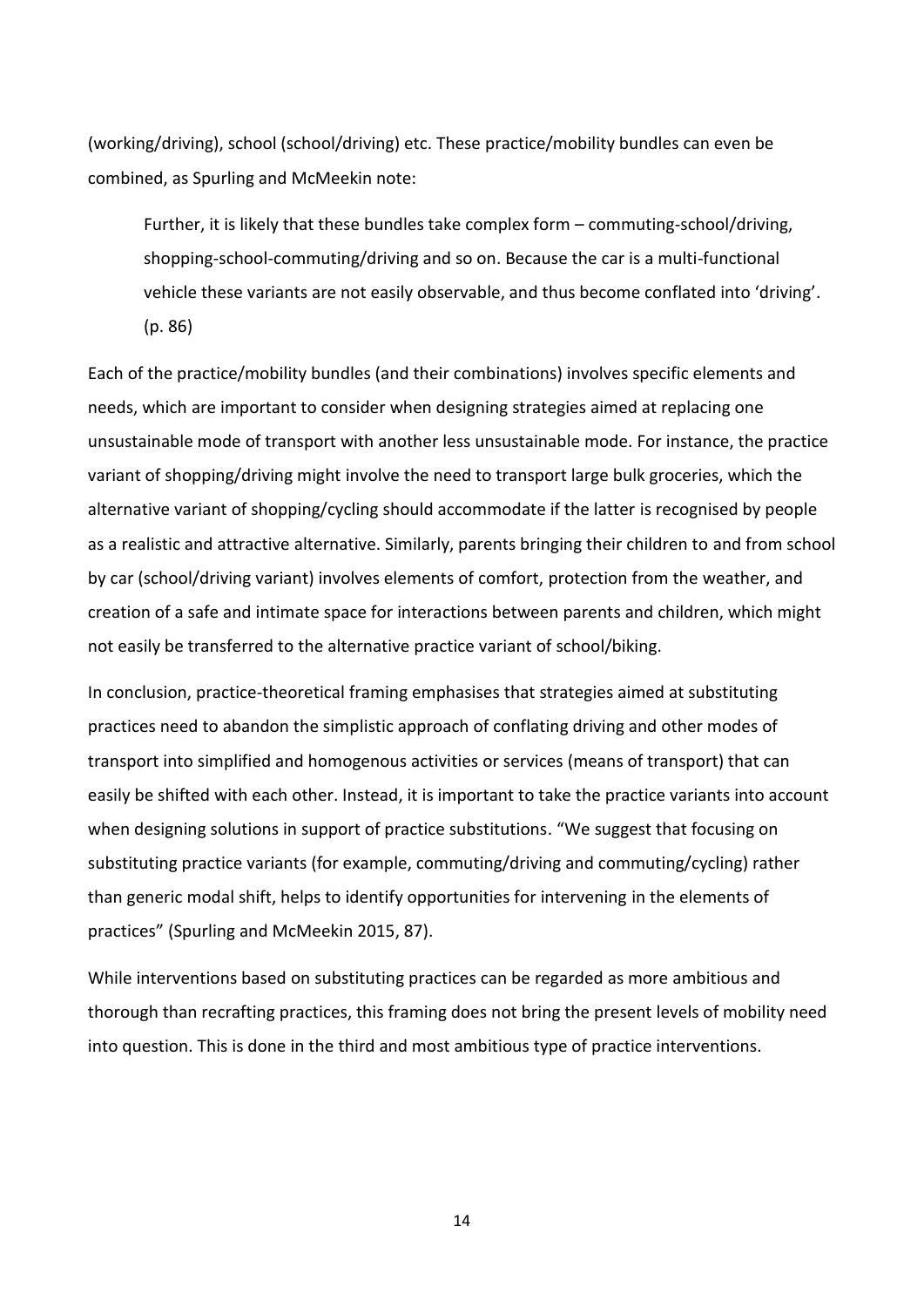(working/driving), school (school/driving) etc. These practice/mobility bundles can even be combined, as Spurling and McMeekin note:

> Further, it is likely that these bundles take complex form – commuting-school/driving, shopping-school-commuting/driving and so on. Because the car is a multi-functional vehicle these variants are not easily observable, and thus become conflated into 'driving'. (p. 86)

Each of the practice/mobility bundles (and their combinations) involves specific elements and needs, which are important to consider when designing strategies aimed at replacing one unsustainable mode of transport with another less unsustainable mode. For instance, the practice variant of shopping/driving might involve the need to transport large bulk groceries, which the alternative variant of shopping/cycling should accommodate if the latter is recognised by people as a realistic and attractive alternative. Similarly, parents bringing their children to and from school by car (school/driving variant) involves elements of comfort, protection from the weather, and creation of a safe and intimate space for interactions between parents and children, which might not easily be transferred to the alternative practice variant of school/biking.

In conclusion, practice-theoretical framing emphasises that strategies aimed at substituting practices need to abandon the simplistic approach of conflating driving and other modes of transport into simplified and homogenous activities or services (means of transport) that can easily be shifted with each other. Instead, it is important to take the practice variants into account when designing solutions in support of practice substitutions. "We suggest that focusing on substituting practice variants (for example, commuting/driving and commuting/cycling) rather than generic modal shift, helps to identify opportunities for intervening in the elements of practices" (Spurling and McMeekin 2015, 87).

While interventions based on substituting practices can be regarded as more ambitious and thorough than recrafting practices, this framing does not bring the present levels of mobility need into question. This is done in the third and most ambitious type of practice interventions.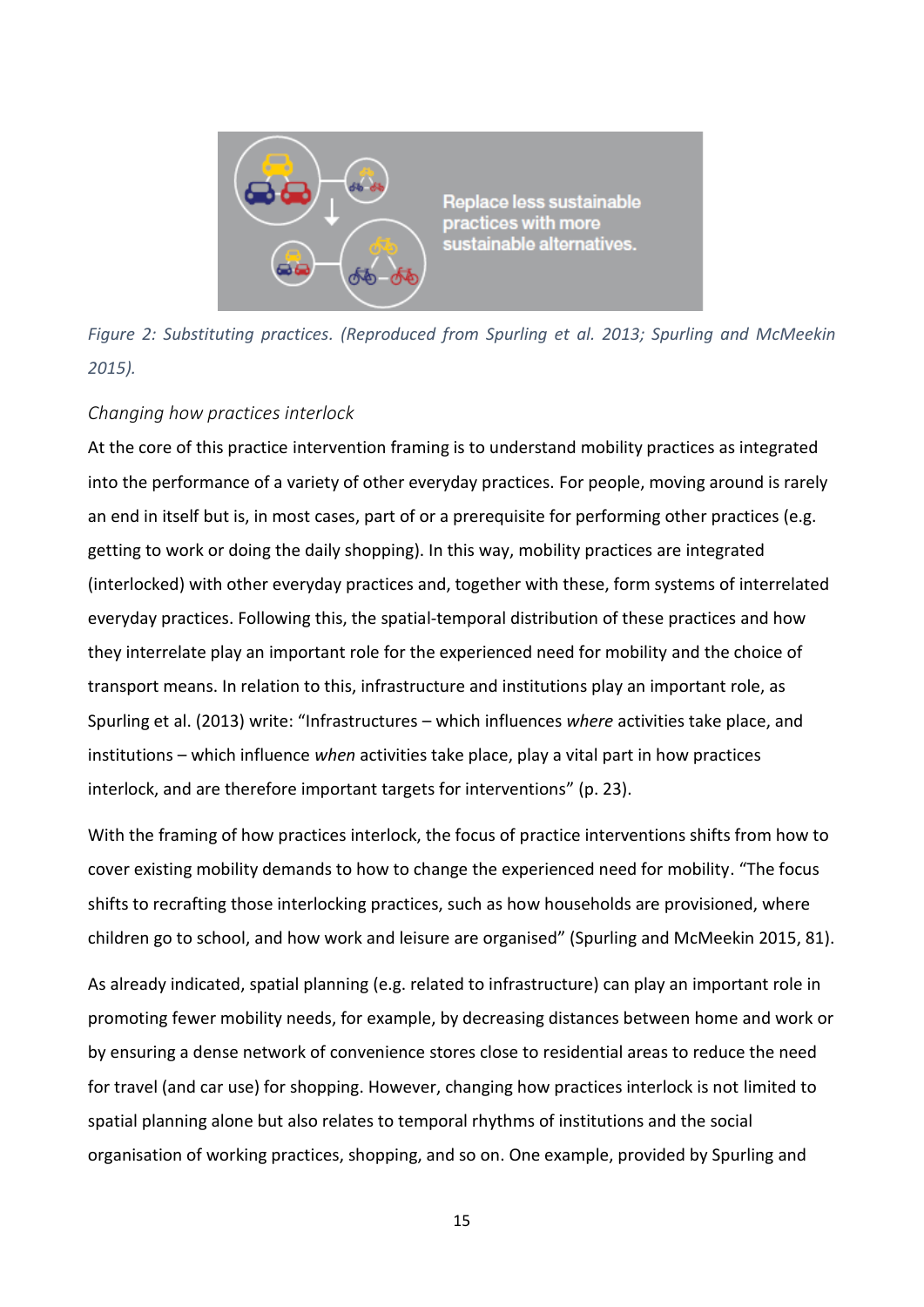Replace less sustainable practices with more sustainable alternatives.

*Figure 2: Substituting practices. (Reproduced from Spurling et al. 2013; Spurling and McMeekin 2015).*

### *Changing how practices interlock*

At the core of this practice intervention framing is to understand mobility practices as integrated into the performance of a variety of other everyday practices. For people, moving around is rarely an end in itself but is, in most cases, part of or a prerequisite for performing other practices (e.g. getting to work or doing the daily shopping). In this way, mobility practices are integrated (interlocked) with other everyday practices and, together with these, form systems of interrelated everyday practices. Following this, the spatial-temporal distribution of these practices and how they interrelate play an important role for the experienced need for mobility and the choice of transport means. In relation to this, infrastructure and institutions play an important role, as Spurling et al. (2013) write: "Infrastructures – which influences *where* activities take place, and institutions – which influence *when* activities take place, play a vital part in how practices interlock, and are therefore important targets for interventions" (p. 23).

With the framing of how practices interlock, the focus of practice interventions shifts from how to cover existing mobility demands to how to change the experienced need for mobility. "The focus shifts to recrafting those interlocking practices, such as how households are provisioned, where children go to school, and how work and leisure are organised" (Spurling and McMeekin 2015, 81).

As already indicated, spatial planning (e.g. related to infrastructure) can play an important role in promoting fewer mobility needs, for example, by decreasing distances between home and work or by ensuring a dense network of convenience stores close to residential areas to reduce the need for travel (and car use) for shopping. However, changing how practices interlock is not limited to spatial planning alone but also relates to temporal rhythms of institutions and the social organisation of working practices, shopping, and so on. One example, provided by Spurling and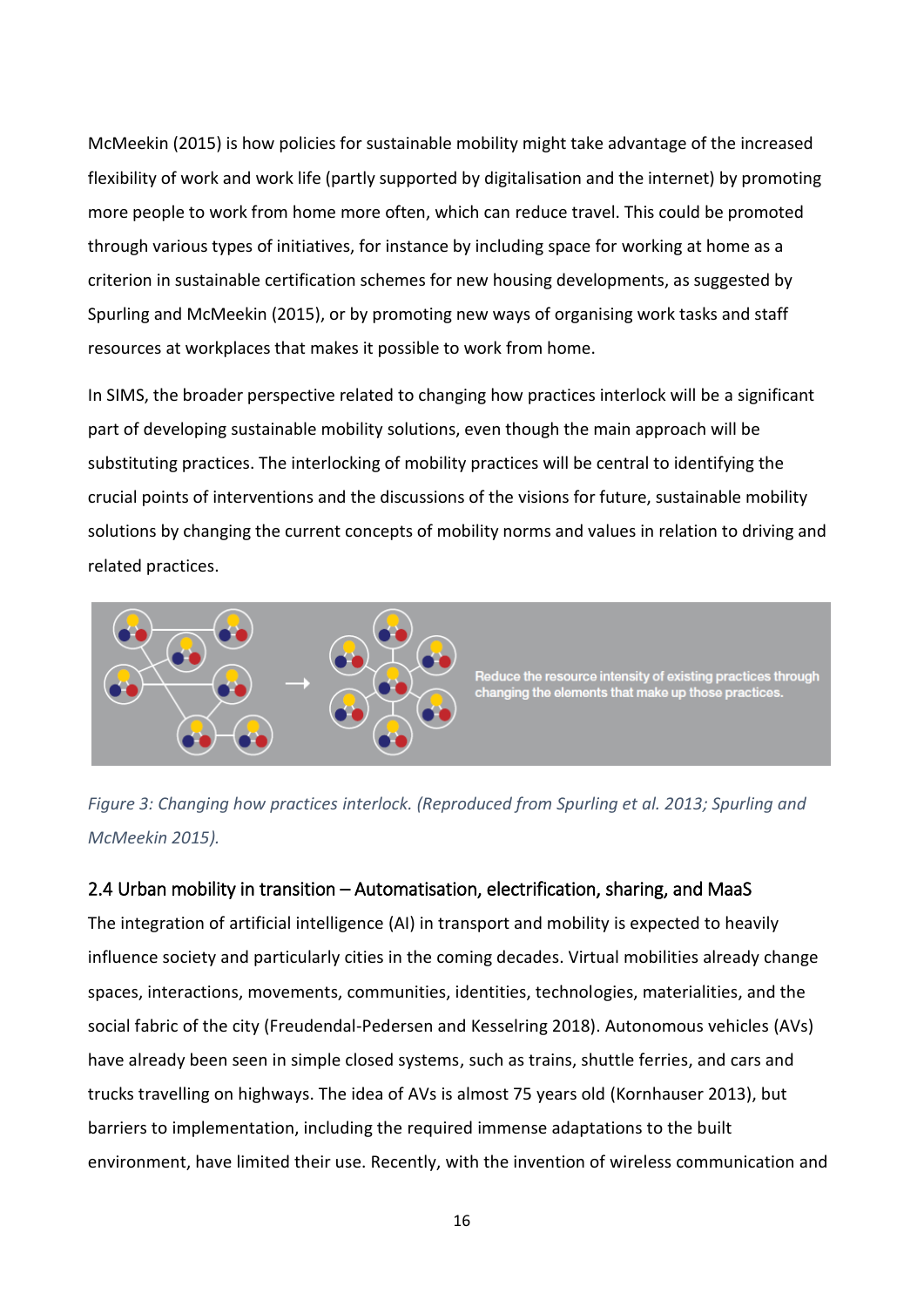McMeekin (2015) is how policies for sustainable mobility might take advantage of the increased flexibility of work and work life (partly supported by digitalisation and the internet) by promoting more people to work from home more often, which can reduce travel. This could be promoted through various types of initiatives, for instance by including space for working at home as a criterion in sustainable certification schemes for new housing developments, as suggested by Spurling and McMeekin (2015), or by promoting new ways of organising work tasks and staff resources at workplaces that makes it possible to work from home.

In SIMS, the broader perspective related to changing how practices interlock will be a significant part of developing sustainable mobility solutions, even though the main approach will be substituting practices. The interlocking of mobility practices will be central to identifying the crucial points of interventions and the discussions of the visions for future, sustainable mobility solutions by changing the current concepts of mobility norms and values in relation to driving and related practices.

Reduce the resource intensity of existing practices through changing the elements that make up those practices.

*Figure 3: Changing how practices interlock. (Reproduced from Spurling et al. 2013; Spurling and McMeekin 2015).*

### 2.4 Urban mobility in transition – Automatisation, electrification, sharing, and MaaS

The integration of artificial intelligence (AI) in transport and mobility is expected to heavily influence society and particularly cities in the coming decades. Virtual mobilities already change spaces, interactions, movements, communities, identities, technologies, materialities, and the social fabric of the city (Freudendal-Pedersen and Kesselring 2018). Autonomous vehicles (AVs) have already been seen in simple closed systems, such as trains, shuttle ferries, and cars and trucks travelling on highways. The idea of AVs is almost 75 years old (Kornhauser 2013), but barriers to implementation, including the required immense adaptations to the built environment, have limited their use. Recently, with the invention of wireless communication and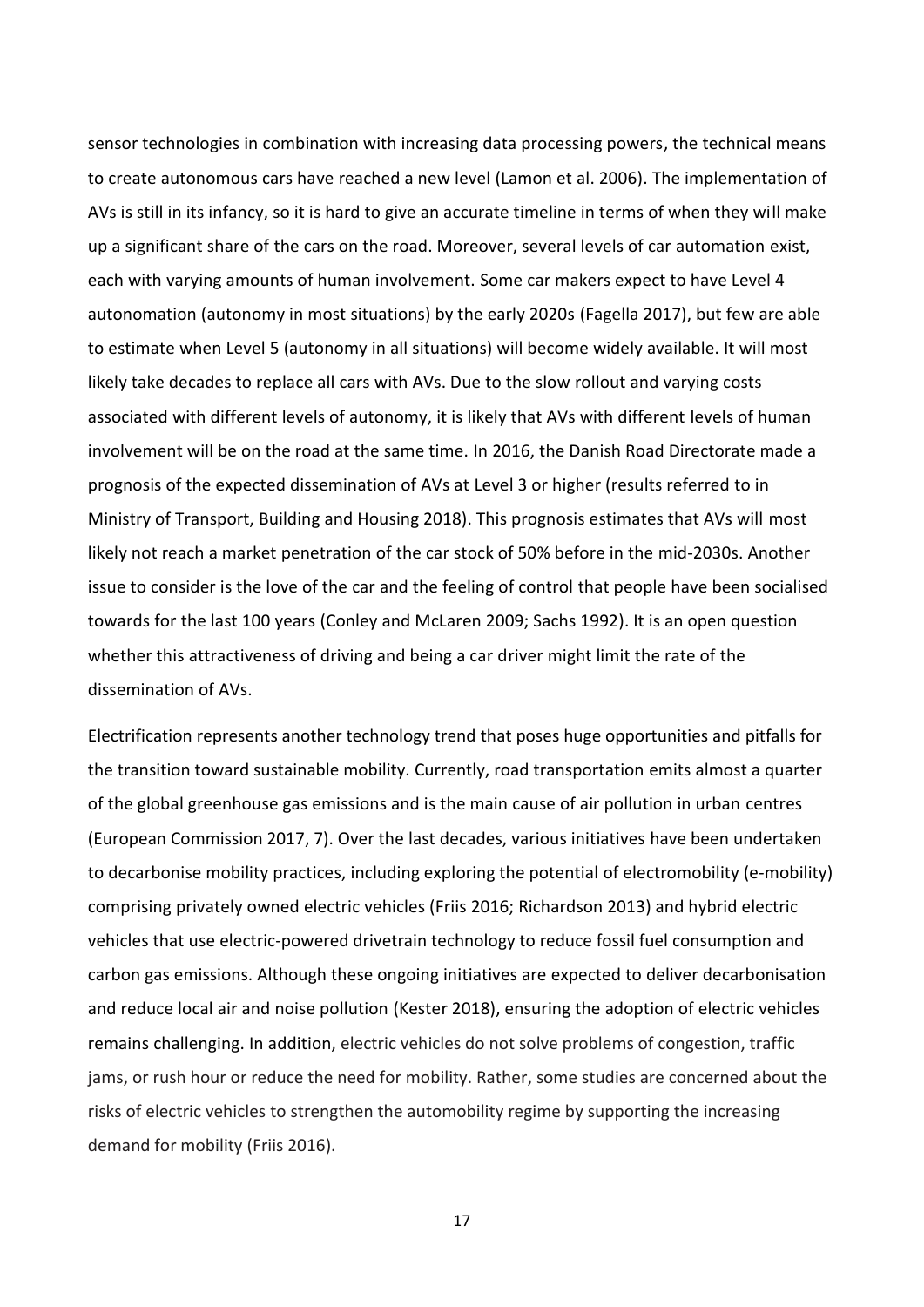sensor technologies in combination with increasing data processing powers, the technical means to create autonomous cars have reached a new level (Lamon et al. 2006). The implementation of AVs is still in its infancy, so it is hard to give an accurate timeline in terms of when they will make up a significant share of the cars on the road. Moreover, several levels of car automation exist, each with varying amounts of human involvement. Some car makers expect to have Level 4 autonomation (autonomy in most situations) by the early 2020s (Fagella 2017), but few are able to estimate when Level 5 (autonomy in all situations) will become widely available. It will most likely take decades to replace all cars with AVs. Due to the slow rollout and varying costs associated with different levels of autonomy, it is likely that AVs with different levels of human involvement will be on the road at the same time. In 2016, the Danish Road Directorate made a prognosis of the expected dissemination of AVs at Level 3 or higher (results referred to in Ministry of Transport, Building and Housing 2018). This prognosis estimates that AVs will most likely not reach a market penetration of the car stock of 50% before in the mid-2030s. Another issue to consider is the love of the car and the feeling of control that people have been socialised towards for the last 100 years (Conley and McLaren 2009; Sachs 1992). It is an open question whether this attractiveness of driving and being a car driver might limit the rate of the dissemination of AVs.

Electrification represents another technology trend that poses huge opportunities and pitfalls for the transition toward sustainable mobility. Currently, road transportation emits almost a quarter of the global greenhouse gas emissions and is the main cause of air pollution in urban centres (European Commission 2017, 7). Over the last decades, various initiatives have been undertaken to decarbonise mobility practices, including exploring the potential of electromobility (e-mobility) comprising privately owned electric vehicles (Friis 2016; Richardson 2013) and hybrid electric vehicles that use electric-powered drivetrain technology to reduce fossil fuel consumption and carbon gas emissions. Although these ongoing initiatives are expected to deliver decarbonisation and reduce local air and noise pollution (Kester 2018), ensuring the adoption of electric vehicles remains challenging. In addition, electric vehicles do not solve problems of congestion, traffic jams, or rush hour or reduce the need for mobility. Rather, some studies are concerned about the risks of electric vehicles to strengthen the automobility regime by supporting the increasing demand for mobility (Friis 2016).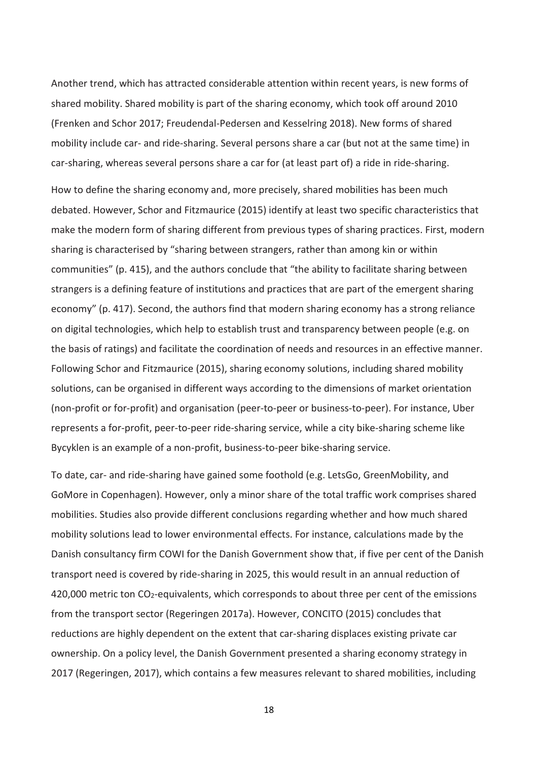Another trend, which has attracted considerable attention within recent years, is new forms of shared mobility. Shared mobility is part of the sharing economy, which took off around 2010 (Frenken and Schor 2017; Freudendal-Pedersen and Kesselring 2018). New forms of shared mobility include car- and ride-sharing. Several persons share a car (but not at the same time) in car-sharing, whereas several persons share a car for (at least part of) a ride in ride-sharing.

How to define the sharing economy and, more precisely, shared mobilities has been much debated. However, Schor and Fitzmaurice (2015) identify at least two specific characteristics that make the modern form of sharing different from previous types of sharing practices. First, modern sharing is characterised by "sharing between strangers, rather than among kin or within communities" (p. 415), and the authors conclude that "the ability to facilitate sharing between strangers is a defining feature of institutions and practices that are part of the emergent sharing economy" (p. 417). Second, the authors find that modern sharing economy has a strong reliance on digital technologies, which help to establish trust and transparency between people (e.g. on the basis of ratings) and facilitate the coordination of needs and resources in an effective manner. Following Schor and Fitzmaurice (2015), sharing economy solutions, including shared mobility solutions, can be organised in different ways according to the dimensions of market orientation (non-profit or for-profit) and organisation (peer-to-peer or business-to-peer). For instance, Uber represents a for-profit, peer-to-peer ride-sharing service, while a city bike-sharing scheme like Bycyklen is an example of a non-profit, business-to-peer bike-sharing service.

To date, car- and ride-sharing have gained some foothold (e.g. LetsGo, GreenMobility, and GoMore in Copenhagen). However, only a minor share of the total traffic work comprises shared mobilities. Studies also provide different conclusions regarding whether and how much shared mobility solutions lead to lower environmental effects. For instance, calculations made by the Danish consultancy firm COWI for the Danish Government show that, if five per cent of the Danish transport need is covered by ride-sharing in 2025, this would result in an annual reduction of 420,000 metric ton $CO_2$-equivalents, which corresponds to about three per cent of the emissions from the transport sector (Regeringen 2017a). However, CONCITO (2015) concludes that reductions are highly dependent on the extent that car-sharing displaces existing private car ownership. On a policy level, the Danish Government presented a sharing economy strategy in 2017 (Regeringen, 2017), which contains a few measures relevant to shared mobilities, including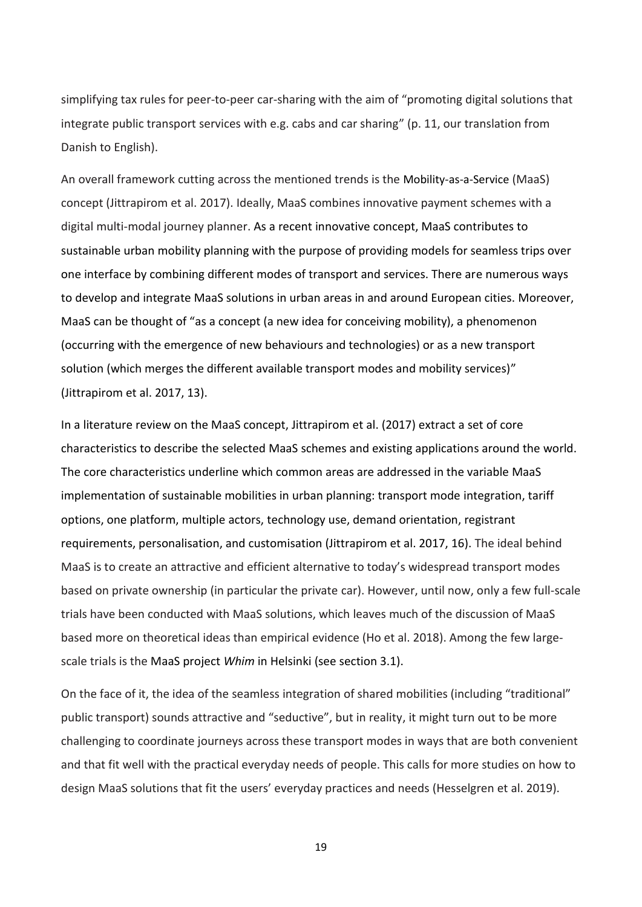simplifying tax rules for peer-to-peer car-sharing with the aim of "promoting digital solutions that integrate public transport services with e.g. cabs and car sharing" (p. 11, our translation from Danish to English).

An overall framework cutting across the mentioned trends is the Mobility-as-a-Service (MaaS) concept (Jittrapirom et al. 2017). Ideally, MaaS combines innovative payment schemes with a digital multi-modal journey planner. As a recent innovative concept, MaaS contributes to sustainable urban mobility planning with the purpose of providing models for seamless trips over one interface by combining different modes of transport and services. There are numerous ways to develop and integrate MaaS solutions in urban areas in and around European cities. Moreover, MaaS can be thought of "as a concept (a new idea for conceiving mobility), a phenomenon (occurring with the emergence of new behaviours and technologies) or as a new transport solution (which merges the different available transport modes and mobility services)" (Jittrapirom et al. 2017, 13).

In a literature review on the MaaS concept, Jittrapirom et al. (2017) extract a set of core characteristics to describe the selected MaaS schemes and existing applications around the world. The core characteristics underline which common areas are addressed in the variable MaaS implementation of sustainable mobilities in urban planning: transport mode integration, tariff options, one platform, multiple actors, technology use, demand orientation, registrant requirements, personalisation, and customisation (Jittrapirom et al. 2017, 16). The ideal behind MaaS is to create an attractive and efficient alternative to today's widespread transport modes based on private ownership (in particular the private car). However, until now, only a few full-scale trials have been conducted with MaaS solutions, which leaves much of the discussion of MaaS based more on theoretical ideas than empirical evidence (Ho et al. 2018). Among the few large-scale trials is the MaaS project *Whim* in Helsinki (see section 3.1).

On the face of it, the idea of the seamless integration of shared mobilities (including "traditional" public transport) sounds attractive and "seductive", but in reality, it might turn out to be more challenging to coordinate journeys across these transport modes in ways that are both convenient and that fit well with the practical everyday needs of people. This calls for more studies on how to design MaaS solutions that fit the users' everyday practices and needs (Hesselgren et al. 2019).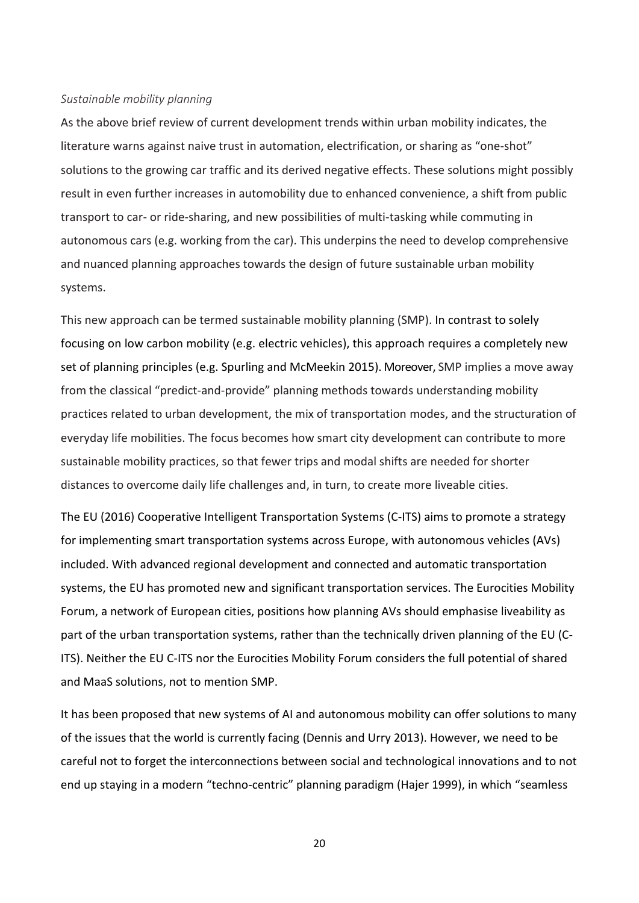*Sustainable mobility planning*

As the above brief review of current development trends within urban mobility indicates, the literature warns against naive trust in automation, electrification, or sharing as "one-shot" solutions to the growing car traffic and its derived negative effects. These solutions might possibly result in even further increases in automobility due to enhanced convenience, a shift from public transport to car- or ride-sharing, and new possibilities of multi-tasking while commuting in autonomous cars (e.g. working from the car). This underpins the need to develop comprehensive and nuanced planning approaches towards the design of future sustainable urban mobility systems.

This new approach can be termed sustainable mobility planning (SMP). In contrast to solely focusing on low carbon mobility (e.g. electric vehicles), this approach requires a completely new set of planning principles (e.g. Spurling and McMeekin 2015). Moreover, SMP implies a move away from the classical "predict-and-provide" planning methods towards understanding mobility practices related to urban development, the mix of transportation modes, and the structuration of everyday life mobilities. The focus becomes how smart city development can contribute to more sustainable mobility practices, so that fewer trips and modal shifts are needed for shorter distances to overcome daily life challenges and, in turn, to create more liveable cities.

The EU (2016) Cooperative Intelligent Transportation Systems (C-ITS) aims to promote a strategy for implementing smart transportation systems across Europe, with autonomous vehicles (AVs) included. With advanced regional development and connected and automatic transportation systems, the EU has promoted new and significant transportation services. The Eurocities Mobility Forum, a network of European cities, positions how planning AVs should emphasise liveability as part of the urban transportation systems, rather than the technically driven planning of the EU (C-ITS). Neither the EU C-ITS nor the Eurocities Mobility Forum considers the full potential of shared and MaaS solutions, not to mention SMP.

It has been proposed that new systems of AI and autonomous mobility can offer solutions to many of the issues that the world is currently facing (Dennis and Urry 2013). However, we need to be careful not to forget the interconnections between social and technological innovations and to not end up staying in a modern "techno-centric" planning paradigm (Hajer 1999), in which "seamless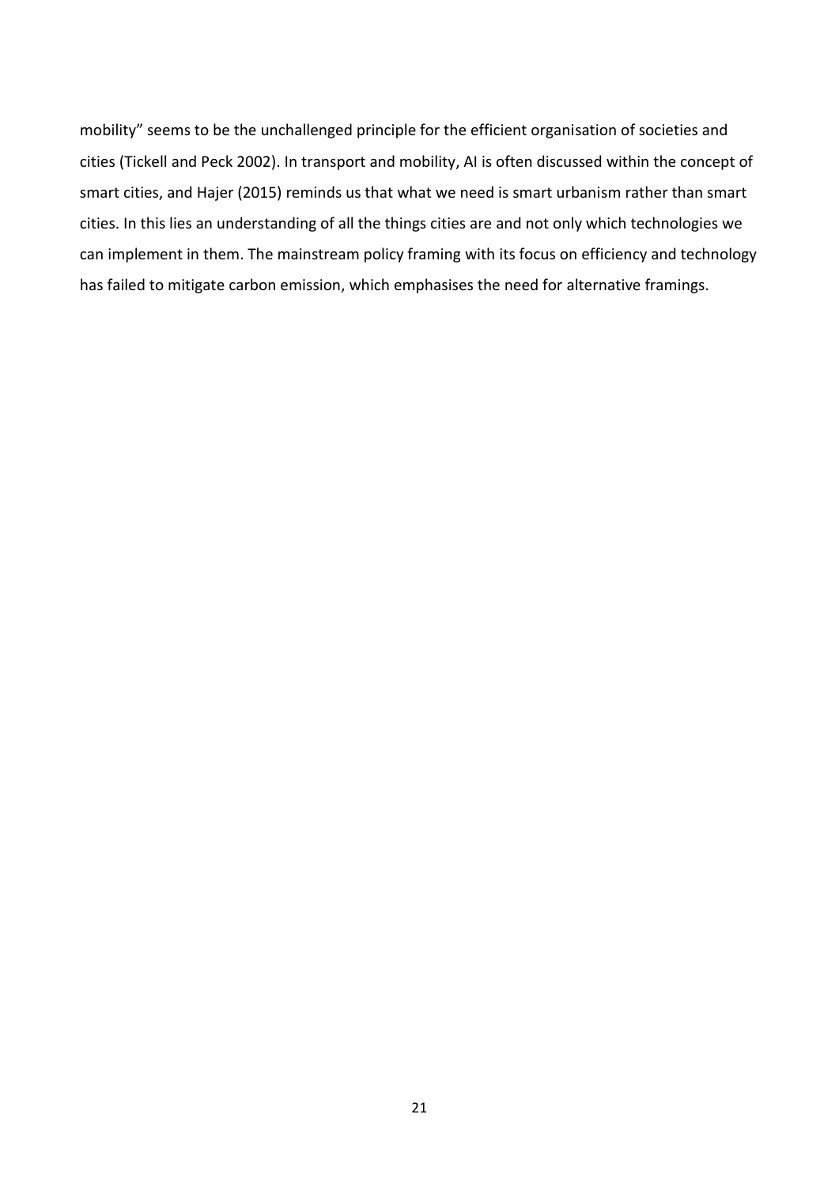mobility" seems to be the unchallenged principle for the efficient organisation of societies and cities (Tickell and Peck 2002). In transport and mobility, AI is often discussed within the concept of smart cities, and Hajer (2015) reminds us that what we need is smart urbanism rather than smart cities. In this lies an understanding of all the things cities are and not only which technologies we can implement in them. The mainstream policy framing with its focus on efficiency and technology has failed to mitigate carbon emission, which emphasises the need for alternative framings.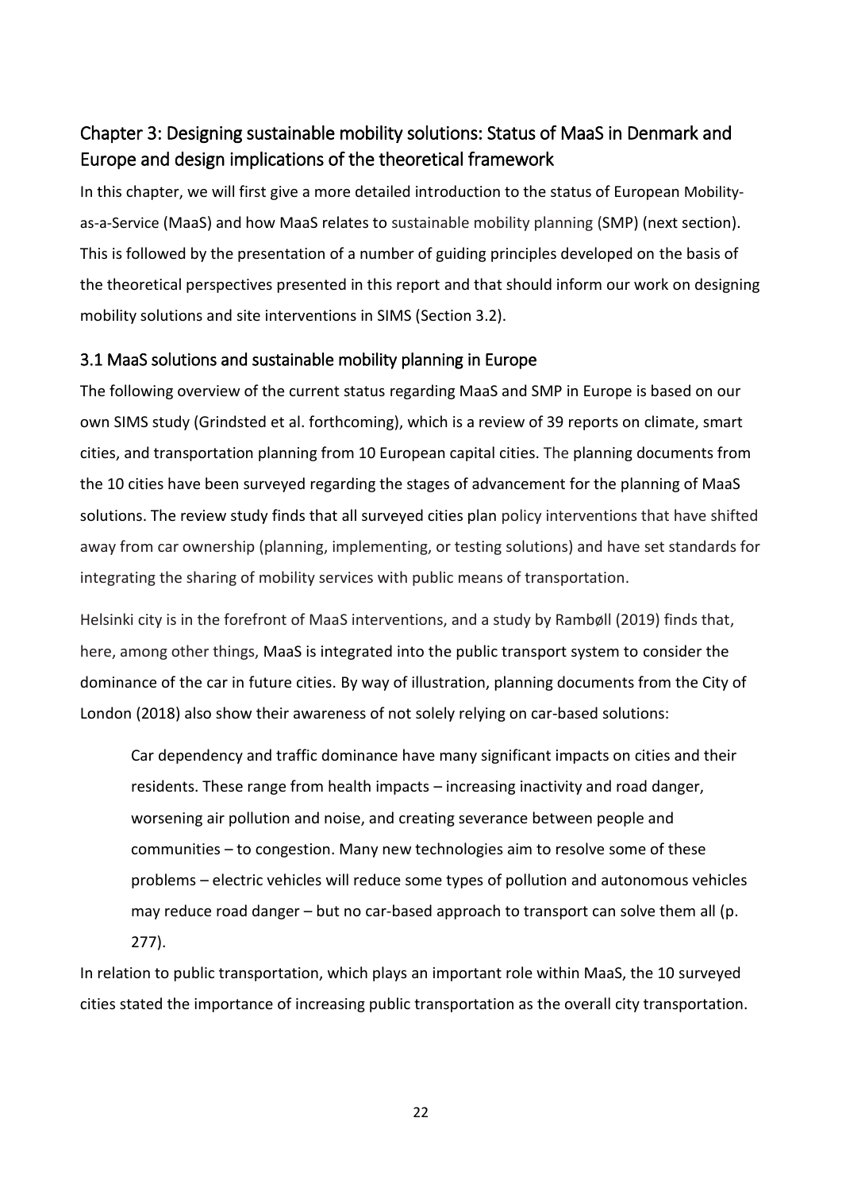## Chapter 3: Designing sustainable mobility solutions: Status of MaaS in Denmark and Europe and design implications of the theoretical framework

In this chapter, we will first give a more detailed introduction to the status of European Mobility-as-a-Service (MaaS) and how MaaS relates to sustainable mobility planning (SMP) (next section). This is followed by the presentation of a number of guiding principles developed on the basis of the theoretical perspectives presented in this report and that should inform our work on designing mobility solutions and site interventions in SIMS (Section 3.2).

### 3.1 MaaS solutions and sustainable mobility planning in Europe

The following overview of the current status regarding MaaS and SMP in Europe is based on our own SIMS study (Grindsted et al. forthcoming), which is a review of 39 reports on climate, smart cities, and transportation planning from 10 European capital cities. The planning documents from the 10 cities have been surveyed regarding the stages of advancement for the planning of MaaS solutions. The review study finds that all surveyed cities plan policy interventions that have shifted away from car ownership (planning, implementing, or testing solutions) and have set standards for integrating the sharing of mobility services with public means of transportation.

Helsinki city is in the forefront of MaaS interventions, and a study by Rambøll (2019) finds that, here, among other things, MaaS is integrated into the public transport system to consider the dominance of the car in future cities. By way of illustration, planning documents from the City of London (2018) also show their awareness of not solely relying on car-based solutions:

> Car dependency and traffic dominance have many significant impacts on cities and their residents. These range from health impacts – increasing inactivity and road danger, worsening air pollution and noise, and creating severance between people and communities – to congestion. Many new technologies aim to resolve some of these problems – electric vehicles will reduce some types of pollution and autonomous vehicles may reduce road danger – but no car-based approach to transport can solve them all (p. 277).

In relation to public transportation, which plays an important role within MaaS, the 10 surveyed cities stated the importance of increasing public transportation as the overall city transportation.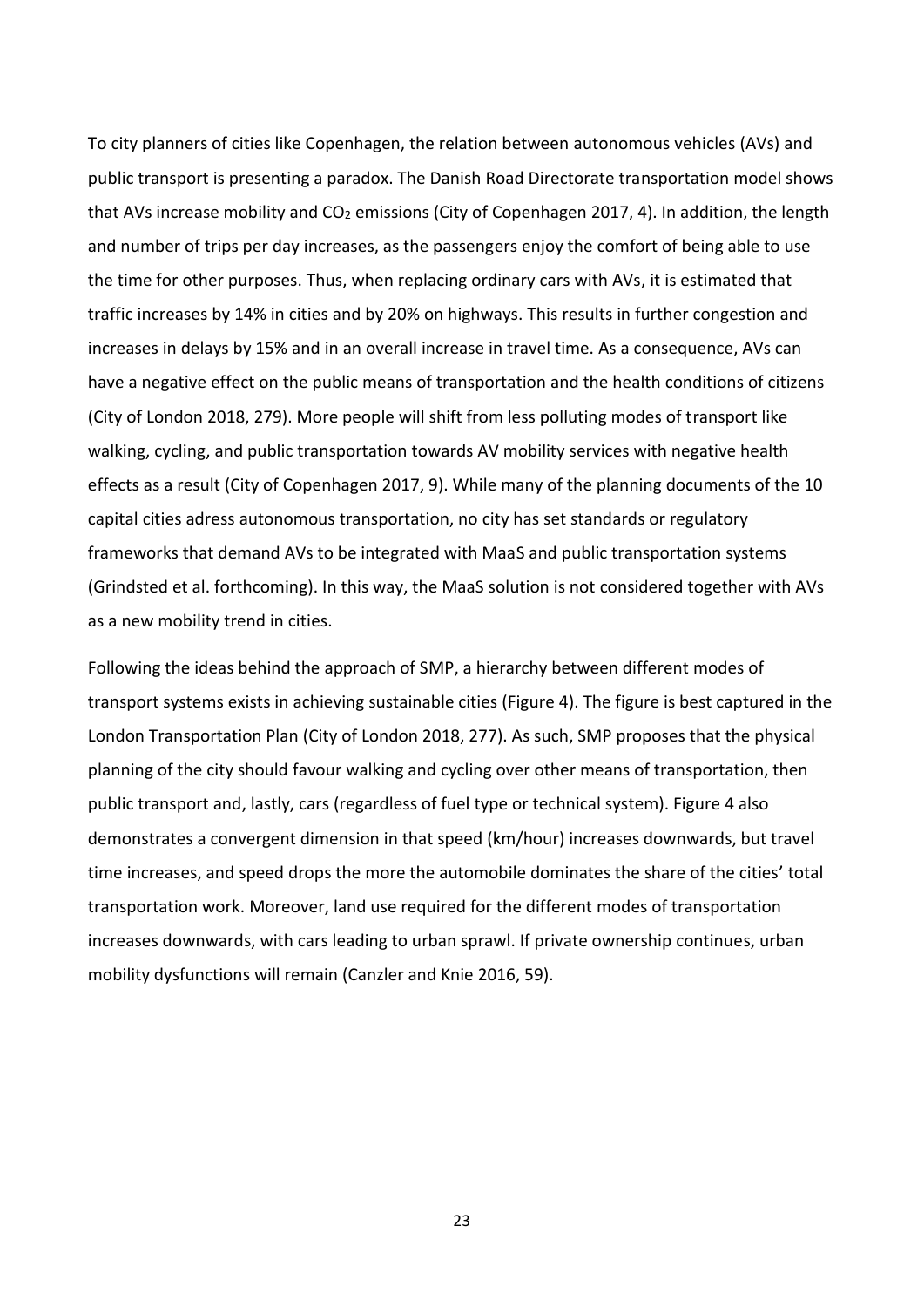To city planners of cities like Copenhagen, the relation between autonomous vehicles (AVs) and public transport is presenting a paradox. The Danish Road Directorate transportation model shows that AVs increase mobility and $CO_2$ emissions (City of Copenhagen 2017, 4). In addition, the length and number of trips per day increases, as the passengers enjoy the comfort of being able to use the time for other purposes. Thus, when replacing ordinary cars with AVs, it is estimated that traffic increases by 14% in cities and by 20% on highways. This results in further congestion and increases in delays by 15% and in an overall increase in travel time. As a consequence, AVs can have a negative effect on the public means of transportation and the health conditions of citizens (City of London 2018, 279). More people will shift from less polluting modes of transport like walking, cycling, and public transportation towards AV mobility services with negative health effects as a result (City of Copenhagen 2017, 9). While many of the planning documents of the 10 capital cities adress autonomous transportation, no city has set standards or regulatory frameworks that demand AVs to be integrated with MaaS and public transportation systems (Grindsted et al. forthcoming). In this way, the MaaS solution is not considered together with AVs as a new mobility trend in cities.

Following the ideas behind the approach of SMP, a hierarchy between different modes of transport systems exists in achieving sustainable cities (Figure 4). The figure is best captured in the London Transportation Plan (City of London 2018, 277). As such, SMP proposes that the physical planning of the city should favour walking and cycling over other means of transportation, then public transport and, lastly, cars (regardless of fuel type or technical system). Figure 4 also demonstrates a convergent dimension in that speed (km/hour) increases downwards, but travel time increases, and speed drops the more the automobile dominates the share of the cities' total transportation work. Moreover, land use required for the different modes of transportation increases downwards, with cars leading to urban sprawl. If private ownership continues, urban mobility dysfunctions will remain (Canzler and Knie 2016, 59).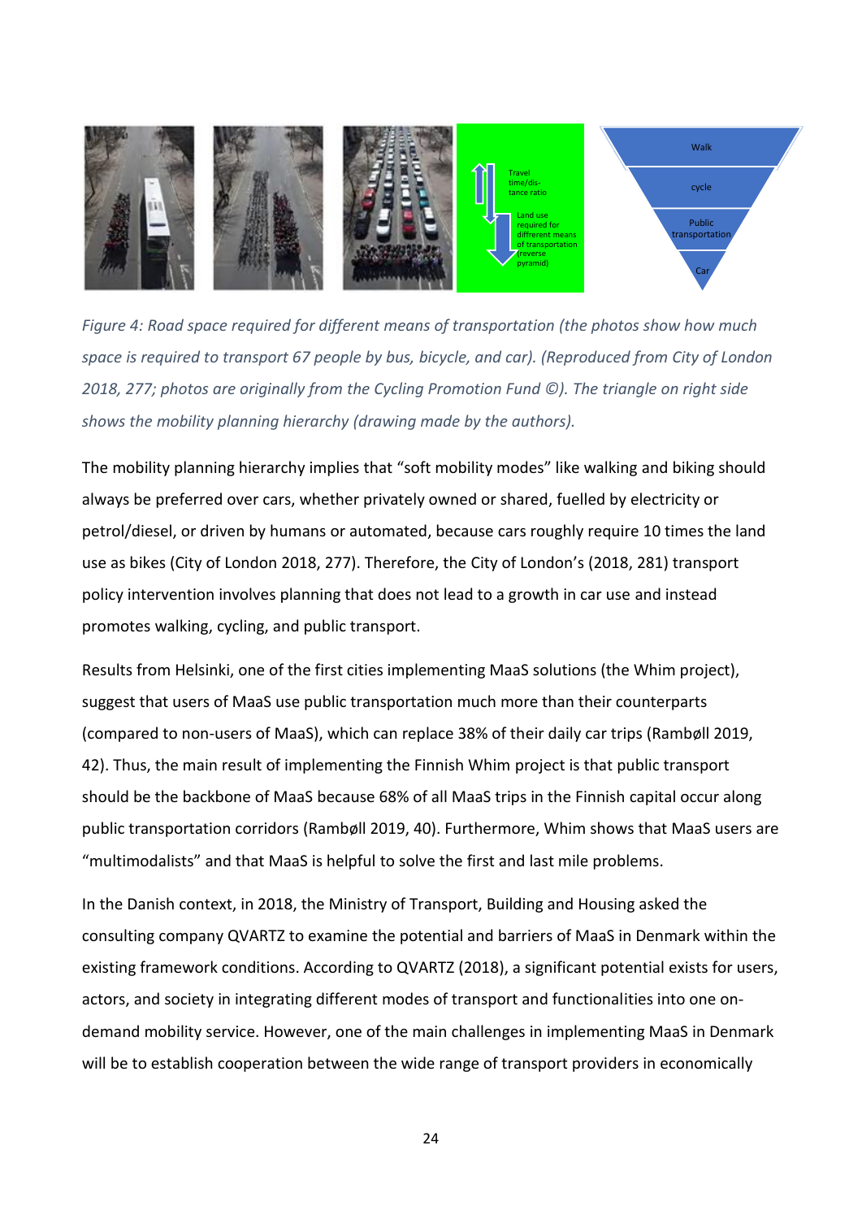*Figure 4: Road space required for different means of transportation (the photos show how much space is required to transport 67 people by bus, bicycle, and car). (Reproduced from City of London 2018, 277; photos are originally from the Cycling Promotion Fund ©). The triangle on right side shows the mobility planning hierarchy (drawing made by the authors).*

The mobility planning hierarchy implies that "soft mobility modes" like walking and biking should always be preferred over cars, whether privately owned or shared, fuelled by electricity or petrol/diesel, or driven by humans or automated, because cars roughly require 10 times the land use as bikes (City of London 2018, 277). Therefore, the City of London's (2018, 281) transport policy intervention involves planning that does not lead to a growth in car use and instead promotes walking, cycling, and public transport.

Results from Helsinki, one of the first cities implementing MaaS solutions (the Whim project), suggest that users of MaaS use public transportation much more than their counterparts (compared to non-users of MaaS), which can replace 38% of their daily car trips (Rambøll 2019, 42). Thus, the main result of implementing the Finnish Whim project is that public transport should be the backbone of MaaS because 68% of all MaaS trips in the Finnish capital occur along public transportation corridors (Rambøll 2019, 40). Furthermore, Whim shows that MaaS users are "multimodalists" and that MaaS is helpful to solve the first and last mile problems.

In the Danish context, in 2018, the Ministry of Transport, Building and Housing asked the consulting company QVARTZ to examine the potential and barriers of MaaS in Denmark within the existing framework conditions. According to QVARTZ (2018), a significant potential exists for users, actors, and society in integrating different modes of transport and functionalities into one on-demand mobility service. However, one of the main challenges in implementing MaaS in Denmark will be to establish cooperation between the wide range of transport providers in economically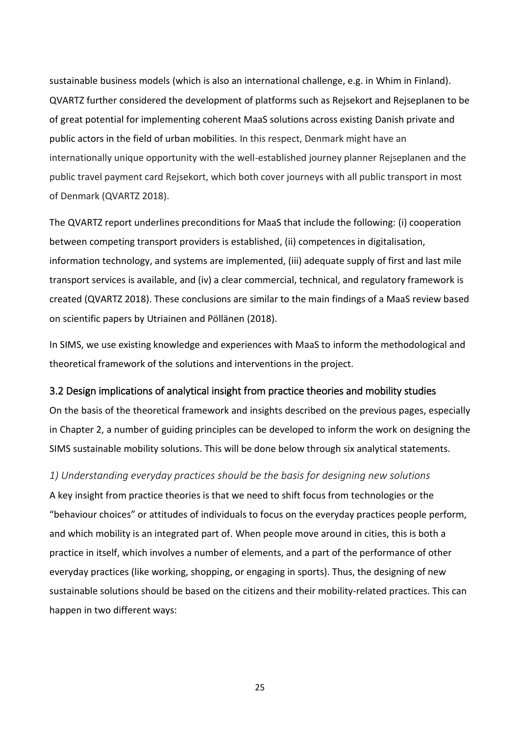sustainable business models (which is also an international challenge, e.g. in Whim in Finland). QVARTZ further considered the development of platforms such as Rejsekort and Rejseplanen to be of great potential for implementing coherent MaaS solutions across existing Danish private and public actors in the field of urban mobilities. In this respect, Denmark might have an internationally unique opportunity with the well-established journey planner Rejseplanen and the public travel payment card Rejsekort, which both cover journeys with all public transport in most of Denmark (QVARTZ 2018).

The QVARTZ report underlines preconditions for MaaS that include the following: (i) cooperation between competing transport providers is established, (ii) competences in digitalisation, information technology, and systems are implemented, (iii) adequate supply of first and last mile transport services is available, and (iv) a clear commercial, technical, and regulatory framework is created (QVARTZ 2018). These conclusions are similar to the main findings of a MaaS review based on scientific papers by Utriainen and Pöllänen (2018).

In SIMS, we use existing knowledge and experiences with MaaS to inform the methodological and theoretical framework of the solutions and interventions in the project.

## 3.2 Design implications of analytical insight from practice theories and mobility studies

On the basis of the theoretical framework and insights described on the previous pages, especially in Chapter 2, a number of guiding principles can be developed to inform the work on designing the SIMS sustainable mobility solutions. This will be done below through six analytical statements.

### *1) Understanding everyday practices should be the basis for designing new solutions*

A key insight from practice theories is that we need to shift focus from technologies or the "behaviour choices" or attitudes of individuals to focus on the everyday practices people perform, and which mobility is an integrated part of. When people move around in cities, this is both a practice in itself, which involves a number of elements, and a part of the performance of other everyday practices (like working, shopping, or engaging in sports). Thus, the designing of new sustainable solutions should be based on the citizens and their mobility-related practices. This can happen in two different ways: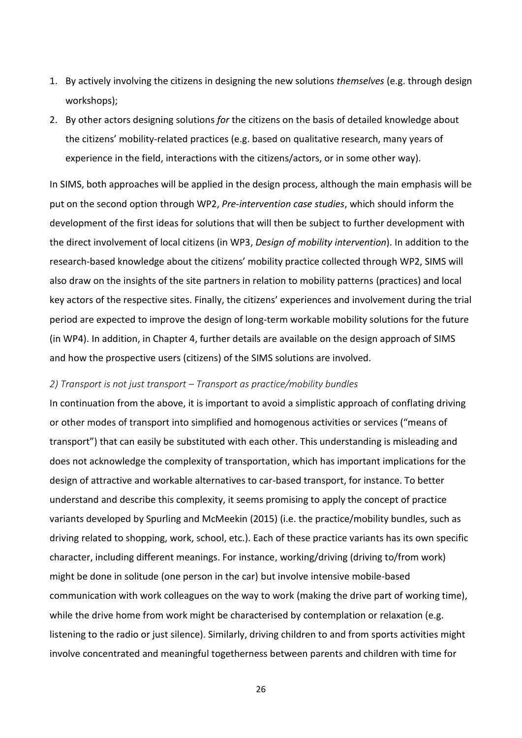1. By actively involving the citizens in designing the new solutions *themselves* (e.g. through design workshops);
2. By other actors designing solutions *for* the citizens on the basis of detailed knowledge about the citizens' mobility-related practices (e.g. based on qualitative research, many years of experience in the field, interactions with the citizens/actors, or in some other way).

In SIMS, both approaches will be applied in the design process, although the main emphasis will be put on the second option through WP2, *Pre-intervention case studies*, which should inform the development of the first ideas for solutions that will then be subject to further development with the direct involvement of local citizens (in WP3, *Design of mobility intervention*). In addition to the research-based knowledge about the citizens' mobility practice collected through WP2, SIMS will also draw on the insights of the site partners in relation to mobility patterns (practices) and local key actors of the respective sites. Finally, the citizens' experiences and involvement during the trial period are expected to improve the design of long-term workable mobility solutions for the future (in WP4). In addition, in Chapter 4, further details are available on the design approach of SIMS and how the prospective users (citizens) of the SIMS solutions are involved.

*2) Transport is not just transport – Transport as practice/mobility bundles*

In continuation from the above, it is important to avoid a simplistic approach of conflating driving or other modes of transport into simplified and homogenous activities or services ("means of transport") that can easily be substituted with each other. This understanding is misleading and does not acknowledge the complexity of transportation, which has important implications for the design of attractive and workable alternatives to car-based transport, for instance. To better understand and describe this complexity, it seems promising to apply the concept of practice variants developed by Spurling and McMeekin (2015) (i.e. the practice/mobility bundles, such as driving related to shopping, work, school, etc.). Each of these practice variants has its own specific character, including different meanings. For instance, working/driving (driving to/from work) might be done in solitude (one person in the car) but involve intensive mobile-based communication with work colleagues on the way to work (making the drive part of working time), while the drive home from work might be characterised by contemplation or relaxation (e.g. listening to the radio or just silence). Similarly, driving children to and from sports activities might involve concentrated and meaningful togetherness between parents and children with time for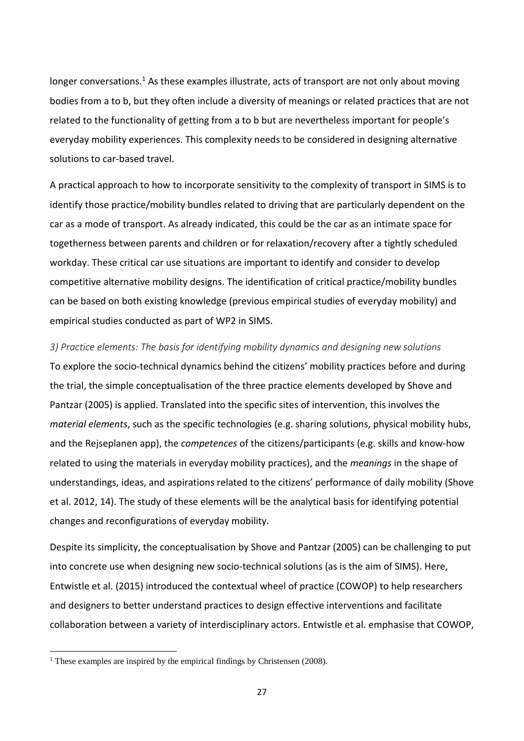longer conversations.[1] As these examples illustrate, acts of transport are not only about moving bodies from a to b, but they often include a diversity of meanings or related practices that are not related to the functionality of getting from a to b but are nevertheless important for people's everyday mobility experiences. This complexity needs to be considered in designing alternative solutions to car-based travel.

A practical approach to how to incorporate sensitivity to the complexity of transport in SIMS is to identify those practice/mobility bundles related to driving that are particularly dependent on the car as a mode of transport. As already indicated, this could be the car as an intimate space for togetherness between parents and children or for relaxation/recovery after a tightly scheduled workday. These critical car use situations are important to identify and consider to develop competitive alternative mobility designs. The identification of critical practice/mobility bundles can be based on both existing knowledge (previous empirical studies of everyday mobility) and empirical studies conducted as part of WP2 in SIMS.

*3) Practice elements: The basis for identifying mobility dynamics and designing new solutions*

To explore the socio-technical dynamics behind the citizens' mobility practices before and during the trial, the simple conceptualisation of the three practice elements developed by Shove and Pantzar (2005) is applied. Translated into the specific sites of intervention, this involves the *material elements*, such as the specific technologies (e.g. sharing solutions, physical mobility hubs, and the Rejseplanen app), the *competences* of the citizens/participants (e.g. skills and know-how related to using the materials in everyday mobility practices), and the *meanings* in the shape of understandings, ideas, and aspirations related to the citizens' performance of daily mobility (Shove et al. 2012, 14). The study of these elements will be the analytical basis for identifying potential changes and reconfigurations of everyday mobility.

Despite its simplicity, the conceptualisation by Shove and Pantzar (2005) can be challenging to put into concrete use when designing new socio-technical solutions (as is the aim of SIMS). Here, Entwistle et al. (2015) introduced the contextual wheel of practice (COWOP) to help researchers and designers to better understand practices to design effective interventions and facilitate collaboration between a variety of interdisciplinary actors. Entwistle et al. emphasise that COWOP,

[1] These examples are inspired by the empirical findings by Christensen (2008).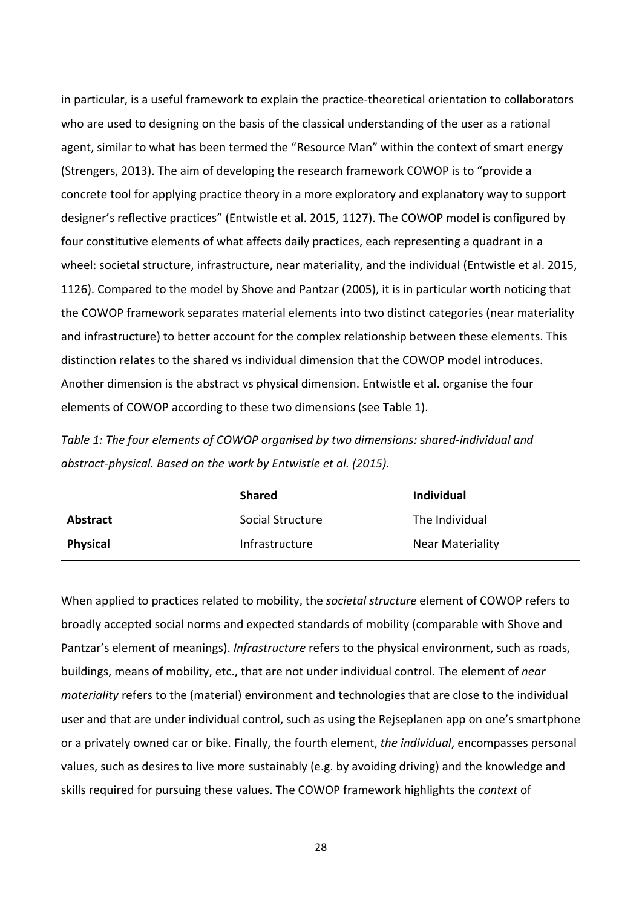in particular, is a useful framework to explain the practice-theoretical orientation to collaborators who are used to designing on the basis of the classical understanding of the user as a rational agent, similar to what has been termed the "Resource Man" within the context of smart energy (Strengers, 2013). The aim of developing the research framework COWOP is to "provide a concrete tool for applying practice theory in a more exploratory and explanatory way to support designer's reflective practices" (Entwistle et al. 2015, 1127). The COWOP model is configured by four constitutive elements of what affects daily practices, each representing a quadrant in a wheel: societal structure, infrastructure, near materiality, and the individual (Entwistle et al. 2015, 1126). Compared to the model by Shove and Pantzar (2005), it is in particular worth noticing that the COWOP framework separates material elements into two distinct categories (near materiality and infrastructure) to better account for the complex relationship between these elements. This distinction relates to the shared vs individual dimension that the COWOP model introduces. Another dimension is the abstract vs physical dimension. Entwistle et al. organise the four elements of COWOP according to these two dimensions (see Table 1).

*Table 1: The four elements of COWOP organised by two dimensions: shared-individual and abstract-physical. Based on the work by Entwistle et al. (2015).*

| | **Shared** | **Individual** |
|---|---|---|
| **Abstract** | Social Structure | The Individual |
| **Physical** | Infrastructure | Near Materiality |

When applied to practices related to mobility, the *societal structure* element of COWOP refers to broadly accepted social norms and expected standards of mobility (comparable with Shove and Pantzar's element of meanings). *Infrastructure* refers to the physical environment, such as roads, buildings, means of mobility, etc., that are not under individual control. The element of *near materiality* refers to the (material) environment and technologies that are close to the individual user and that are under individual control, such as using the Rejseplanen app on one's smartphone or a privately owned car or bike. Finally, the fourth element, *the individual*, encompasses personal values, such as desires to live more sustainably (e.g. by avoiding driving) and the knowledge and skills required for pursuing these values. The COWOP framework highlights the *context* of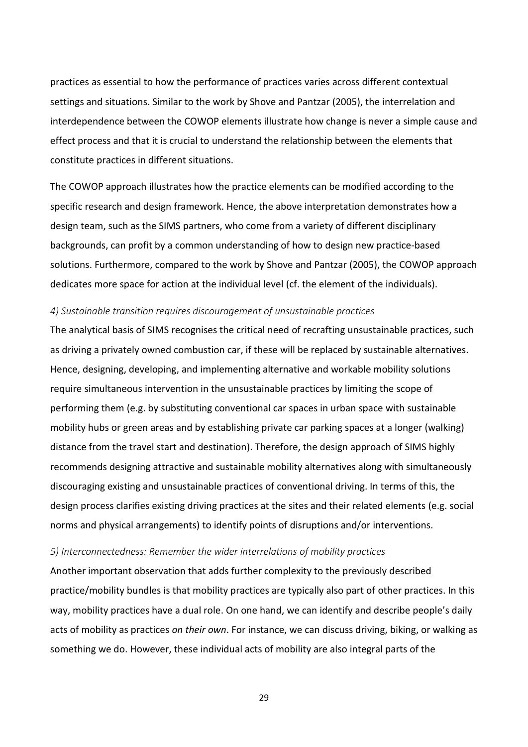practices as essential to how the performance of practices varies across different contextual settings and situations. Similar to the work by Shove and Pantzar (2005), the interrelation and interdependence between the COWOP elements illustrate how change is never a simple cause and effect process and that it is crucial to understand the relationship between the elements that constitute practices in different situations.

The COWOP approach illustrates how the practice elements can be modified according to the specific research and design framework. Hence, the above interpretation demonstrates how a design team, such as the SIMS partners, who come from a variety of different disciplinary backgrounds, can profit by a common understanding of how to design new practice-based solutions. Furthermore, compared to the work by Shove and Pantzar (2005), the COWOP approach dedicates more space for action at the individual level (cf. the element of the individuals).

*4) Sustainable transition requires discouragement of unsustainable practices*

The analytical basis of SIMS recognises the critical need of recrafting unsustainable practices, such as driving a privately owned combustion car, if these will be replaced by sustainable alternatives. Hence, designing, developing, and implementing alternative and workable mobility solutions require simultaneous intervention in the unsustainable practices by limiting the scope of performing them (e.g. by substituting conventional car spaces in urban space with sustainable mobility hubs or green areas and by establishing private car parking spaces at a longer (walking) distance from the travel start and destination). Therefore, the design approach of SIMS highly recommends designing attractive and sustainable mobility alternatives along with simultaneously discouraging existing and unsustainable practices of conventional driving. In terms of this, the design process clarifies existing driving practices at the sites and their related elements (e.g. social norms and physical arrangements) to identify points of disruptions and/or interventions.

*5) Interconnectedness: Remember the wider interrelations of mobility practices*

Another important observation that adds further complexity to the previously described practice/mobility bundles is that mobility practices are typically also part of other practices. In this way, mobility practices have a dual role. On one hand, we can identify and describe people's daily acts of mobility as practices *on their own*. For instance, we can discuss driving, biking, or walking as something we do. However, these individual acts of mobility are also integral parts of the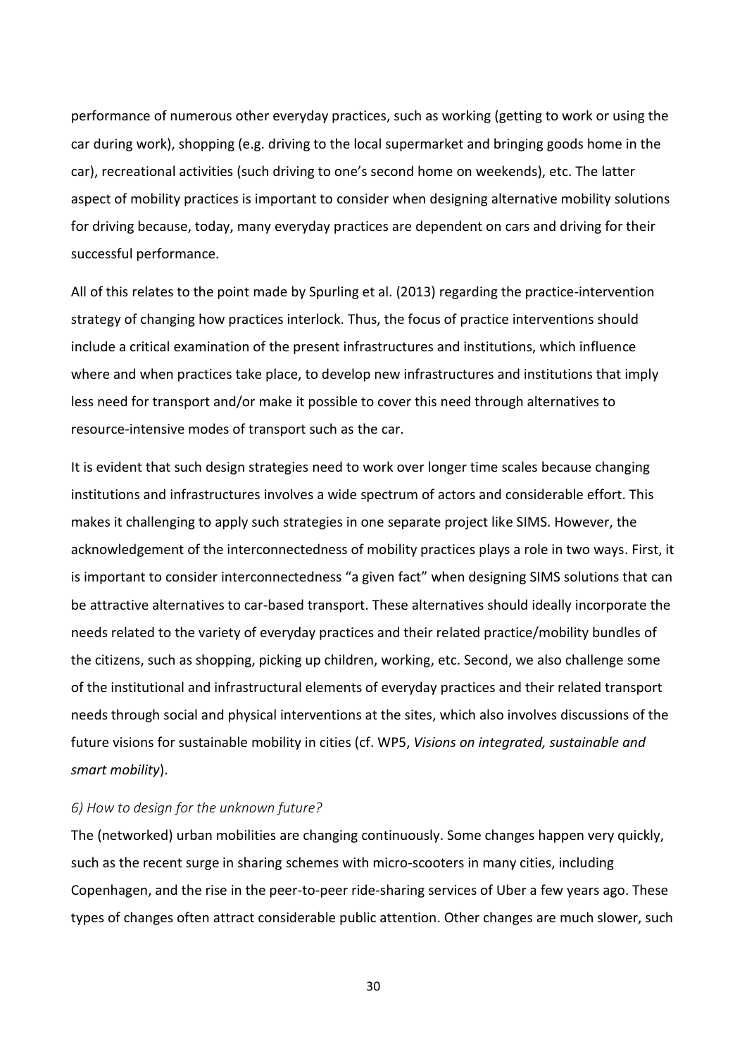performance of numerous other everyday practices, such as working (getting to work or using the car during work), shopping (e.g. driving to the local supermarket and bringing goods home in the car), recreational activities (such driving to one's second home on weekends), etc. The latter aspect of mobility practices is important to consider when designing alternative mobility solutions for driving because, today, many everyday practices are dependent on cars and driving for their successful performance.

All of this relates to the point made by Spurling et al. (2013) regarding the practice-intervention strategy of changing how practices interlock. Thus, the focus of practice interventions should include a critical examination of the present infrastructures and institutions, which influence where and when practices take place, to develop new infrastructures and institutions that imply less need for transport and/or make it possible to cover this need through alternatives to resource-intensive modes of transport such as the car.

It is evident that such design strategies need to work over longer time scales because changing institutions and infrastructures involves a wide spectrum of actors and considerable effort. This makes it challenging to apply such strategies in one separate project like SIMS. However, the acknowledgement of the interconnectedness of mobility practices plays a role in two ways. First, it is important to consider interconnectedness "a given fact" when designing SIMS solutions that can be attractive alternatives to car-based transport. These alternatives should ideally incorporate the needs related to the variety of everyday practices and their related practice/mobility bundles of the citizens, such as shopping, picking up children, working, etc. Second, we also challenge some of the institutional and infrastructural elements of everyday practices and their related transport needs through social and physical interventions at the sites, which also involves discussions of the future visions for sustainable mobility in cities (cf. WP5, *Visions on integrated, sustainable and smart mobility*).

*6) How to design for the unknown future?*

The (networked) urban mobilities are changing continuously. Some changes happen very quickly, such as the recent surge in sharing schemes with micro-scooters in many cities, including Copenhagen, and the rise in the peer-to-peer ride-sharing services of Uber a few years ago. These types of changes often attract considerable public attention. Other changes are much slower, such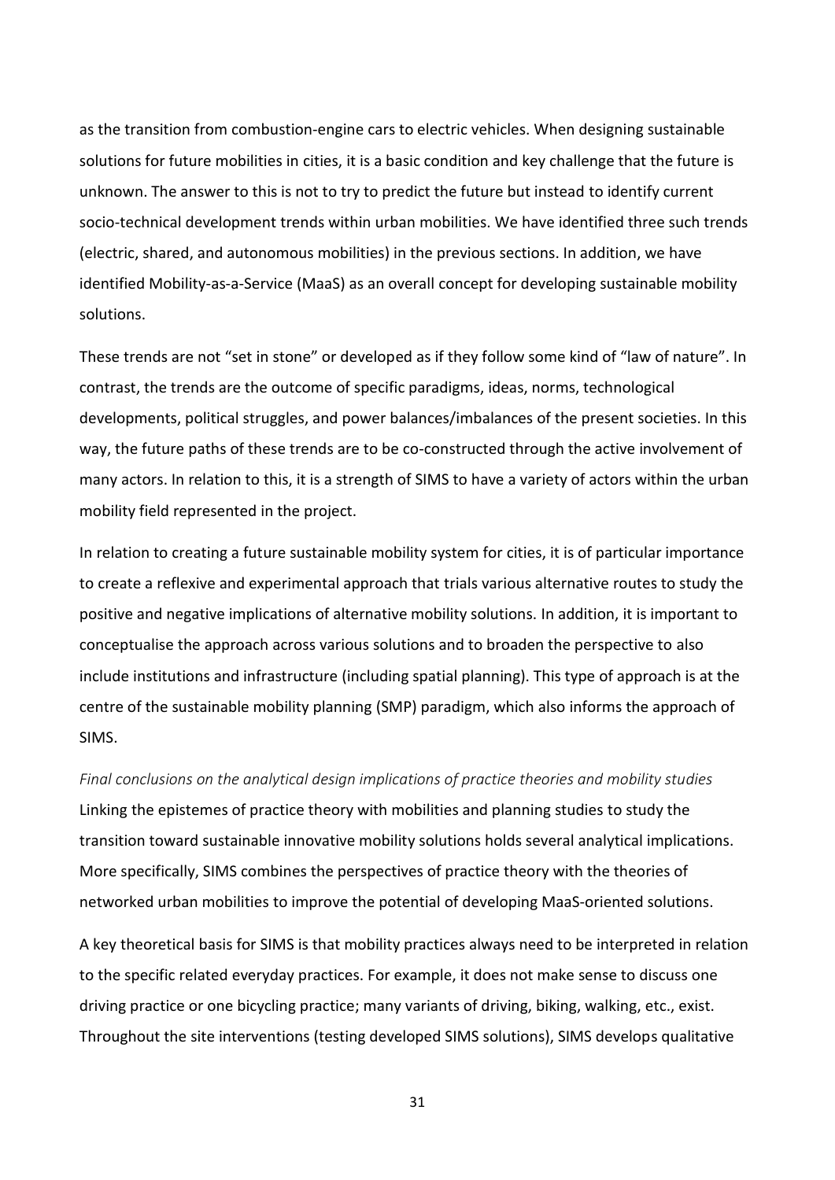as the transition from combustion-engine cars to electric vehicles. When designing sustainable solutions for future mobilities in cities, it is a basic condition and key challenge that the future is unknown. The answer to this is not to try to predict the future but instead to identify current socio-technical development trends within urban mobilities. We have identified three such trends (electric, shared, and autonomous mobilities) in the previous sections. In addition, we have identified Mobility-as-a-Service (MaaS) as an overall concept for developing sustainable mobility solutions.

These trends are not "set in stone" or developed as if they follow some kind of "law of nature". In contrast, the trends are the outcome of specific paradigms, ideas, norms, technological developments, political struggles, and power balances/imbalances of the present societies. In this way, the future paths of these trends are to be co-constructed through the active involvement of many actors. In relation to this, it is a strength of SIMS to have a variety of actors within the urban mobility field represented in the project.

In relation to creating a future sustainable mobility system for cities, it is of particular importance to create a reflexive and experimental approach that trials various alternative routes to study the positive and negative implications of alternative mobility solutions. In addition, it is important to conceptualise the approach across various solutions and to broaden the perspective to also include institutions and infrastructure (including spatial planning). This type of approach is at the centre of the sustainable mobility planning (SMP) paradigm, which also informs the approach of SIMS.

*Final conclusions on the analytical design implications of practice theories and mobility studies*

Linking the epistemes of practice theory with mobilities and planning studies to study the transition toward sustainable innovative mobility solutions holds several analytical implications. More specifically, SIMS combines the perspectives of practice theory with the theories of networked urban mobilities to improve the potential of developing MaaS-oriented solutions.

A key theoretical basis for SIMS is that mobility practices always need to be interpreted in relation to the specific related everyday practices. For example, it does not make sense to discuss one driving practice or one bicycling practice; many variants of driving, biking, walking, etc., exist. Throughout the site interventions (testing developed SIMS solutions), SIMS develops qualitative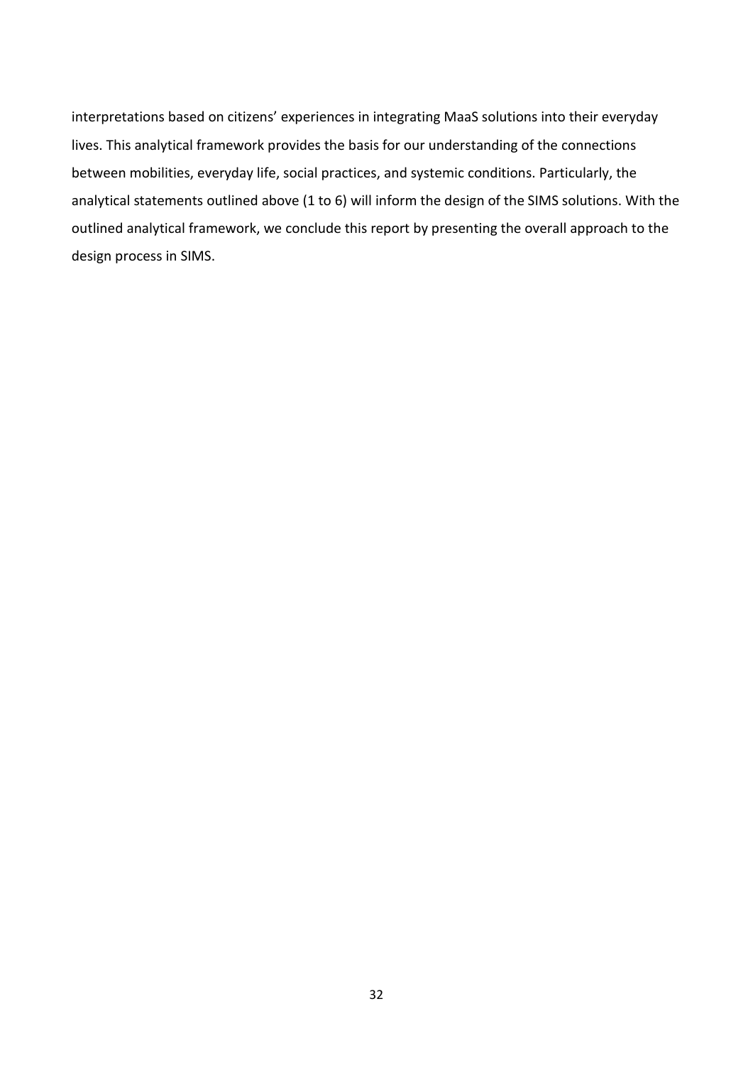interpretations based on citizens' experiences in integrating MaaS solutions into their everyday lives. This analytical framework provides the basis for our understanding of the connections between mobilities, everyday life, social practices, and systemic conditions. Particularly, the analytical statements outlined above (1 to 6) will inform the design of the SIMS solutions. With the outlined analytical framework, we conclude this report by presenting the overall approach to the design process in SIMS.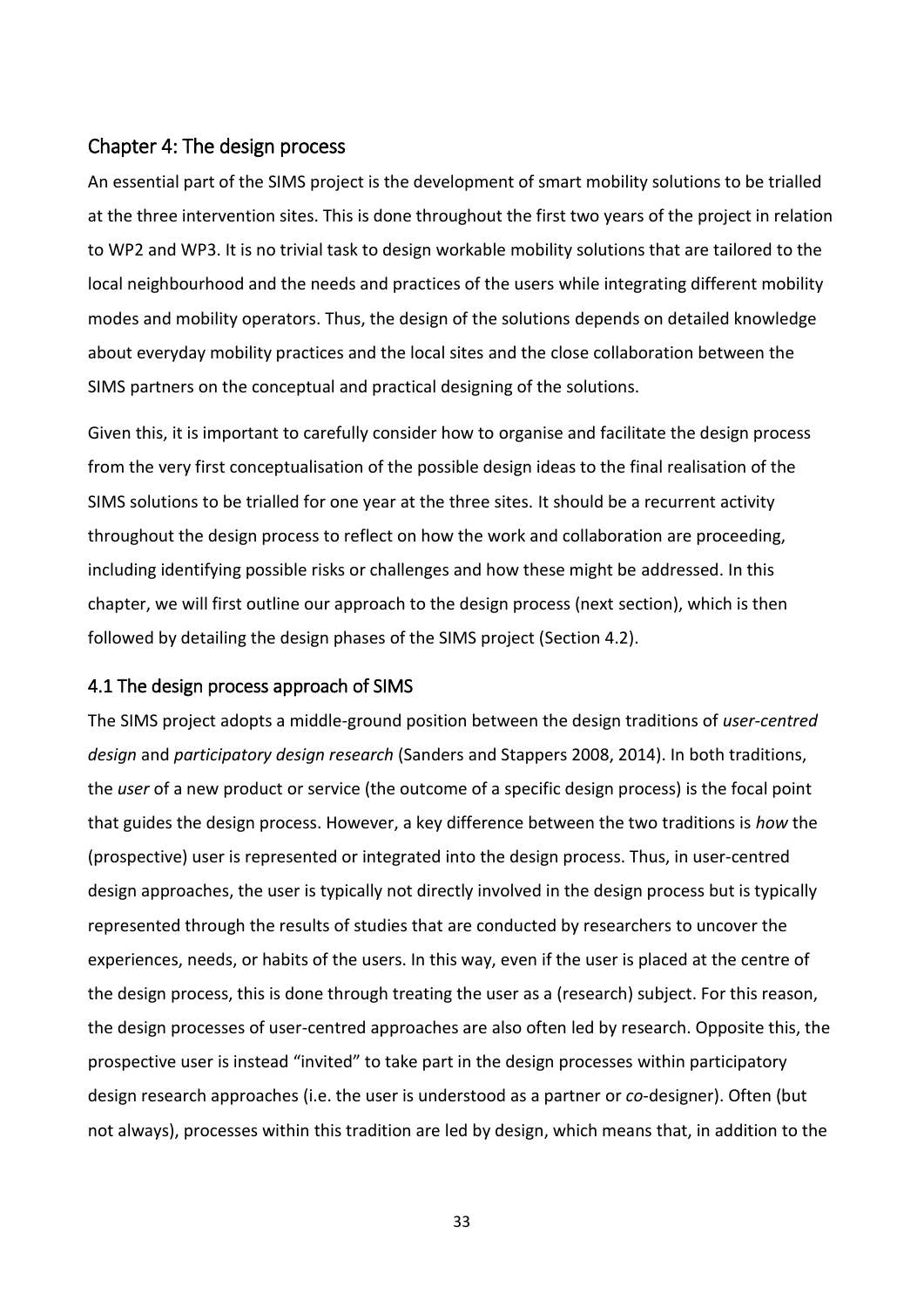## Chapter 4: The design process

An essential part of the SIMS project is the development of smart mobility solutions to be trialled at the three intervention sites. This is done throughout the first two years of the project in relation to WP2 and WP3. It is no trivial task to design workable mobility solutions that are tailored to the local neighbourhood and the needs and practices of the users while integrating different mobility modes and mobility operators. Thus, the design of the solutions depends on detailed knowledge about everyday mobility practices and the local sites and the close collaboration between the SIMS partners on the conceptual and practical designing of the solutions.

Given this, it is important to carefully consider how to organise and facilitate the design process from the very first conceptualisation of the possible design ideas to the final realisation of the SIMS solutions to be trialled for one year at the three sites. It should be a recurrent activity throughout the design process to reflect on how the work and collaboration are proceeding, including identifying possible risks or challenges and how these might be addressed. In this chapter, we will first outline our approach to the design process (next section), which is then followed by detailing the design phases of the SIMS project (Section 4.2).

### 4.1 The design process approach of SIMS

The SIMS project adopts a middle-ground position between the design traditions of *user-centred design* and *participatory design research* (Sanders and Stappers 2008, 2014). In both traditions, the *user* of a new product or service (the outcome of a specific design process) is the focal point that guides the design process. However, a key difference between the two traditions is *how* the (prospective) user is represented or integrated into the design process. Thus, in user-centred design approaches, the user is typically not directly involved in the design process but is typically represented through the results of studies that are conducted by researchers to uncover the experiences, needs, or habits of the users. In this way, even if the user is placed at the centre of the design process, this is done through treating the user as a (research) subject. For this reason, the design processes of user-centred approaches are also often led by research. Opposite this, the prospective user is instead "invited" to take part in the design processes within participatory design research approaches (i.e. the user is understood as a partner or *co*-designer). Often (but not always), processes within this tradition are led by design, which means that, in addition to the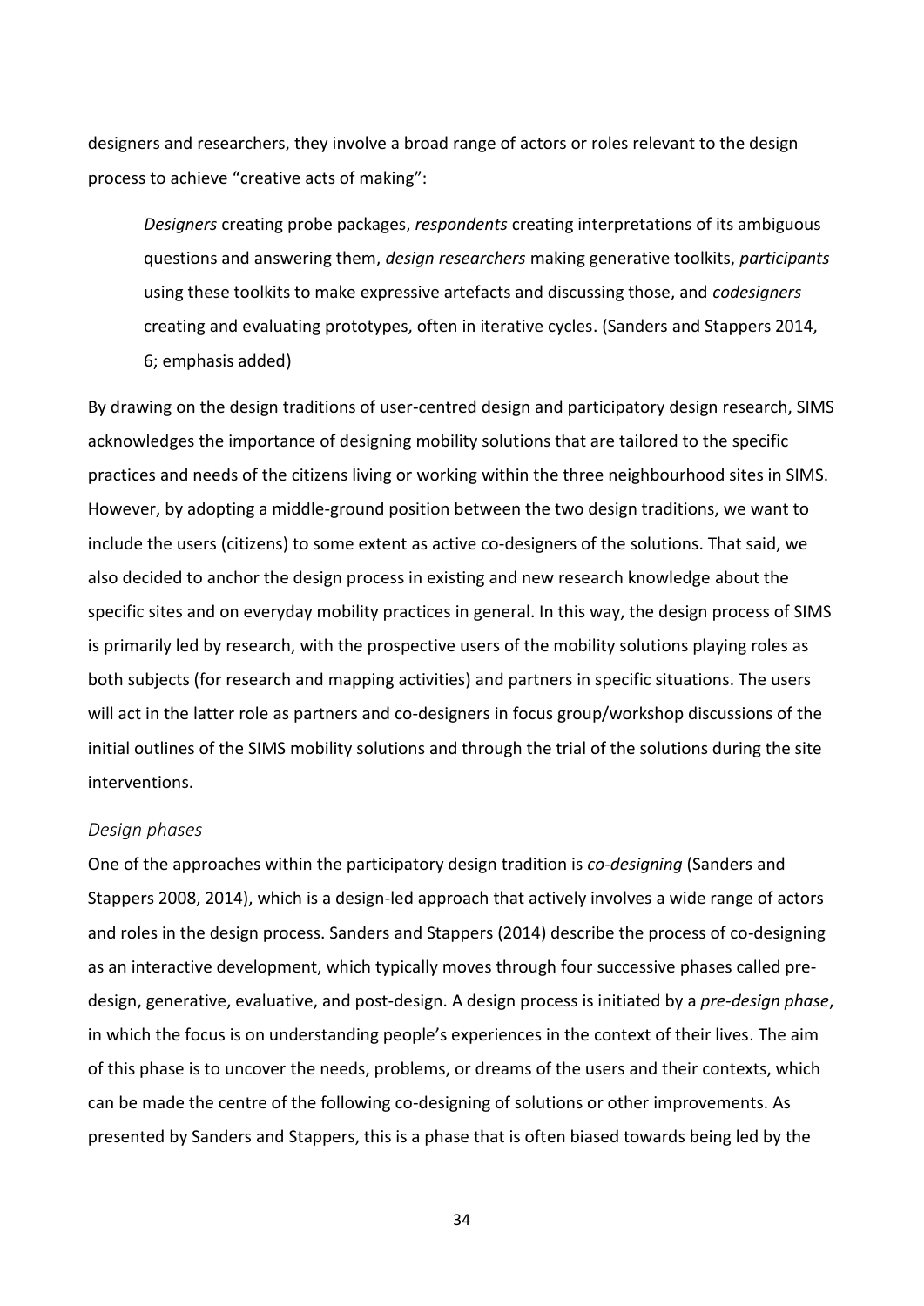designers and researchers, they involve a broad range of actors or roles relevant to the design process to achieve "creative acts of making":

> *Designers* creating probe packages, *respondents* creating interpretations of its ambiguous questions and answering them, *design researchers* making generative toolkits, *participants* using these toolkits to make expressive artefacts and discussing those, and *codesigners* creating and evaluating prototypes, often in iterative cycles. (Sanders and Stappers 2014, 6; emphasis added)

By drawing on the design traditions of user-centred design and participatory design research, SIMS acknowledges the importance of designing mobility solutions that are tailored to the specific practices and needs of the citizens living or working within the three neighbourhood sites in SIMS. However, by adopting a middle-ground position between the two design traditions, we want to include the users (citizens) to some extent as active co-designers of the solutions. That said, we also decided to anchor the design process in existing and new research knowledge about the specific sites and on everyday mobility practices in general. In this way, the design process of SIMS is primarily led by research, with the prospective users of the mobility solutions playing roles as both subjects (for research and mapping activities) and partners in specific situations. The users will act in the latter role as partners and co-designers in focus group/workshop discussions of the initial outlines of the SIMS mobility solutions and through the trial of the solutions during the site interventions.

### *Design phases*

One of the approaches within the participatory design tradition is *co-designing* (Sanders and Stappers 2008, 2014), which is a design-led approach that actively involves a wide range of actors and roles in the design process. Sanders and Stappers (2014) describe the process of co-designing as an interactive development, which typically moves through four successive phases called pre-design, generative, evaluative, and post-design. A design process is initiated by a *pre-design phase*, in which the focus is on understanding people's experiences in the context of their lives. The aim of this phase is to uncover the needs, problems, or dreams of the users and their contexts, which can be made the centre of the following co-designing of solutions or other improvements. As presented by Sanders and Stappers, this is a phase that is often biased towards being led by the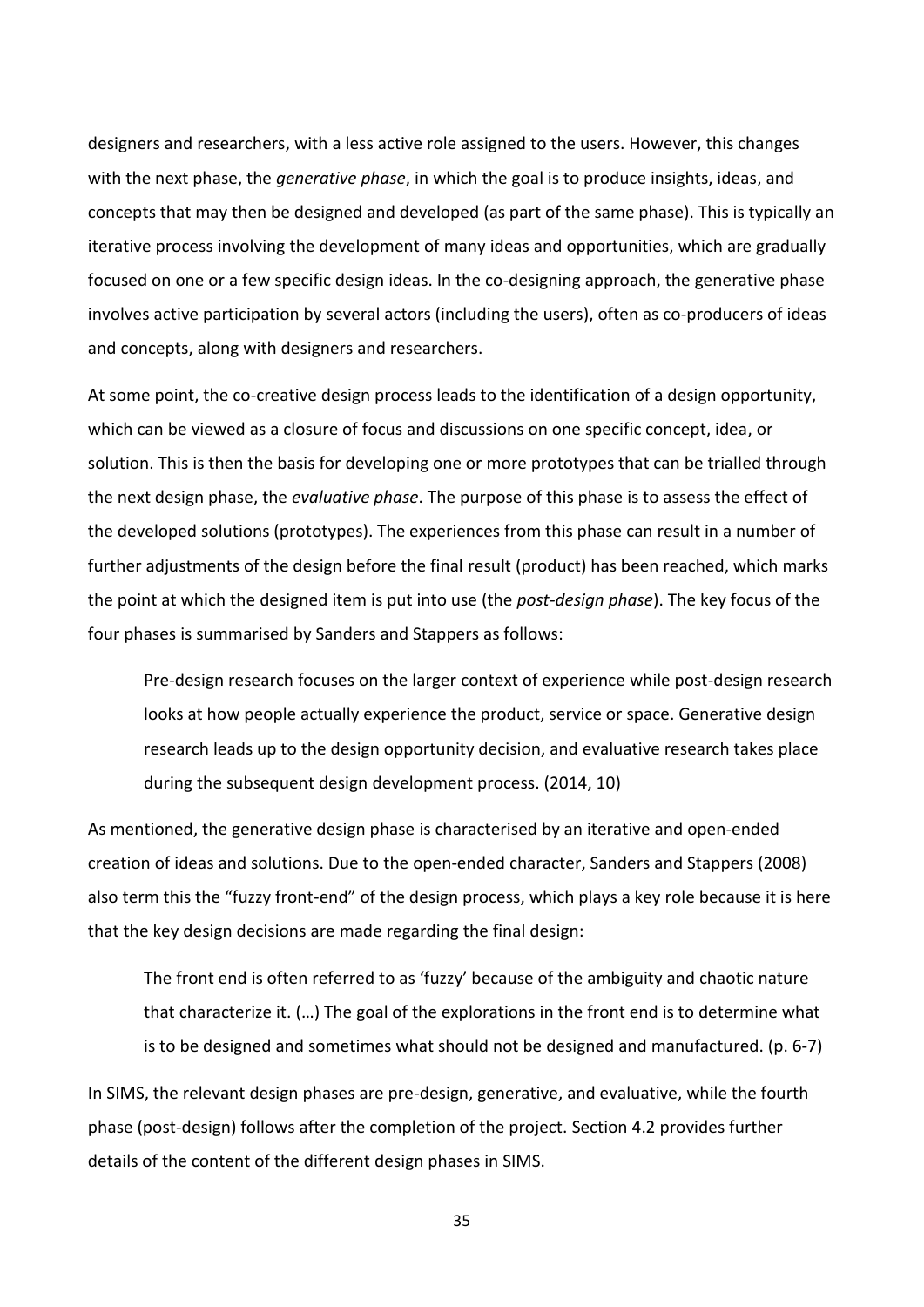designers and researchers, with a less active role assigned to the users. However, this changes with the next phase, the *generative phase*, in which the goal is to produce insights, ideas, and concepts that may then be designed and developed (as part of the same phase). This is typically an iterative process involving the development of many ideas and opportunities, which are gradually focused on one or a few specific design ideas. In the co-designing approach, the generative phase involves active participation by several actors (including the users), often as co-producers of ideas and concepts, along with designers and researchers.

At some point, the co-creative design process leads to the identification of a design opportunity, which can be viewed as a closure of focus and discussions on one specific concept, idea, or solution. This is then the basis for developing one or more prototypes that can be trialled through the next design phase, the *evaluative phase*. The purpose of this phase is to assess the effect of the developed solutions (prototypes). The experiences from this phase can result in a number of further adjustments of the design before the final result (product) has been reached, which marks the point at which the designed item is put into use (the *post-design phase*). The key focus of the four phases is summarised by Sanders and Stappers as follows:

> Pre-design research focuses on the larger context of experience while post-design research looks at how people actually experience the product, service or space. Generative design research leads up to the design opportunity decision, and evaluative research takes place during the subsequent design development process. (2014, 10)

As mentioned, the generative design phase is characterised by an iterative and open-ended creation of ideas and solutions. Due to the open-ended character, Sanders and Stappers (2008) also term this the "fuzzy front-end" of the design process, which plays a key role because it is here that the key design decisions are made regarding the final design:

> The front end is often referred to as 'fuzzy' because of the ambiguity and chaotic nature that characterize it. (…) The goal of the explorations in the front end is to determine what is to be designed and sometimes what should not be designed and manufactured. (p. 6-7)

In SIMS, the relevant design phases are pre-design, generative, and evaluative, while the fourth phase (post-design) follows after the completion of the project. Section 4.2 provides further details of the content of the different design phases in SIMS.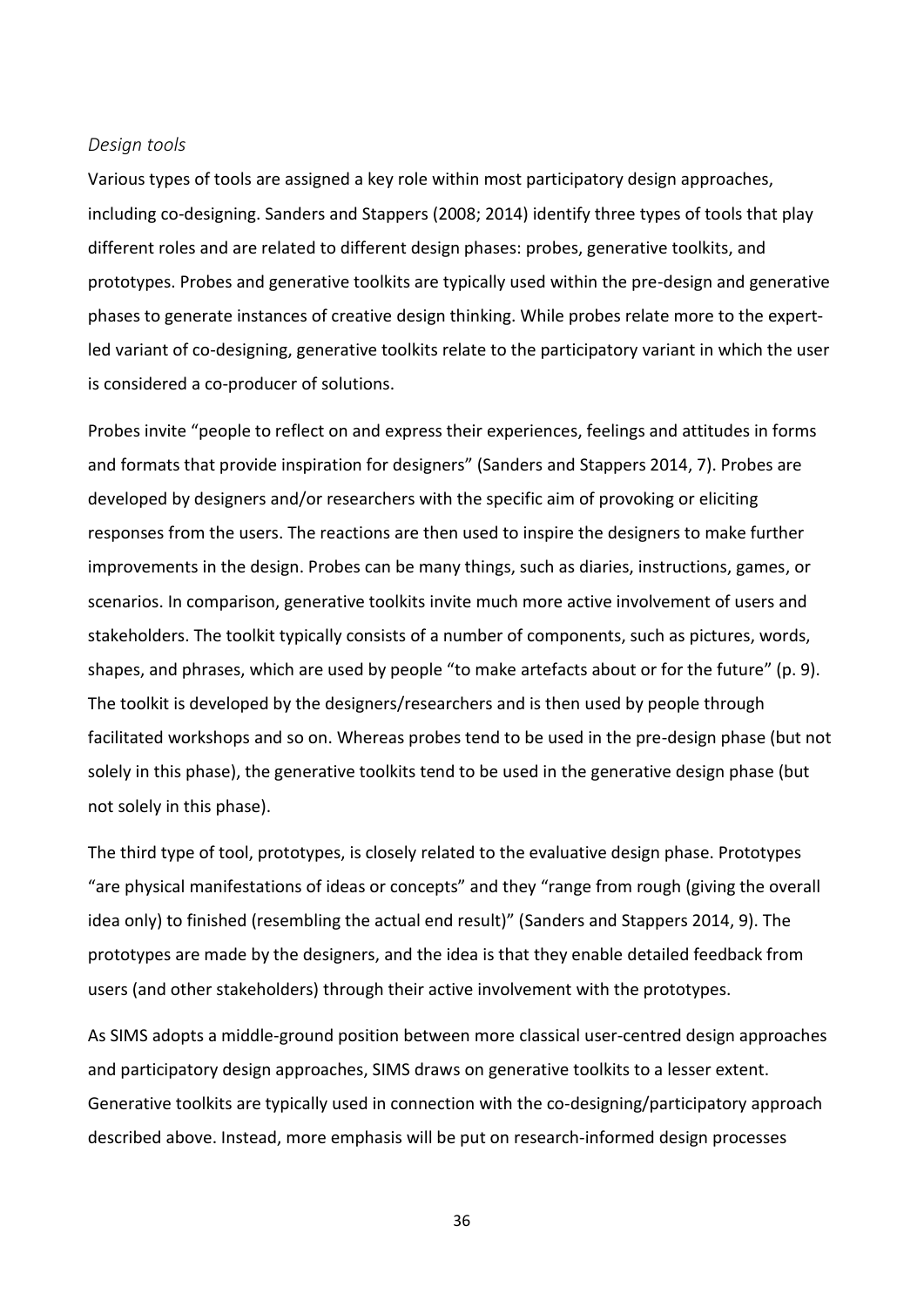*Design tools*

Various types of tools are assigned a key role within most participatory design approaches, including co-designing. Sanders and Stappers (2008; 2014) identify three types of tools that play different roles and are related to different design phases: probes, generative toolkits, and prototypes. Probes and generative toolkits are typically used within the pre-design and generative phases to generate instances of creative design thinking. While probes relate more to the expert-led variant of co-designing, generative toolkits relate to the participatory variant in which the user is considered a co-producer of solutions.

Probes invite "people to reflect on and express their experiences, feelings and attitudes in forms and formats that provide inspiration for designers" (Sanders and Stappers 2014, 7). Probes are developed by designers and/or researchers with the specific aim of provoking or eliciting responses from the users. The reactions are then used to inspire the designers to make further improvements in the design. Probes can be many things, such as diaries, instructions, games, or scenarios. In comparison, generative toolkits invite much more active involvement of users and stakeholders. The toolkit typically consists of a number of components, such as pictures, words, shapes, and phrases, which are used by people "to make artefacts about or for the future" (p. 9). The toolkit is developed by the designers/researchers and is then used by people through facilitated workshops and so on. Whereas probes tend to be used in the pre-design phase (but not solely in this phase), the generative toolkits tend to be used in the generative design phase (but not solely in this phase).

The third type of tool, prototypes, is closely related to the evaluative design phase. Prototypes "are physical manifestations of ideas or concepts" and they "range from rough (giving the overall idea only) to finished (resembling the actual end result)" (Sanders and Stappers 2014, 9). The prototypes are made by the designers, and the idea is that they enable detailed feedback from users (and other stakeholders) through their active involvement with the prototypes.

As SIMS adopts a middle-ground position between more classical user-centred design approaches and participatory design approaches, SIMS draws on generative toolkits to a lesser extent. Generative toolkits are typically used in connection with the co-designing/participatory approach described above. Instead, more emphasis will be put on research-informed design processes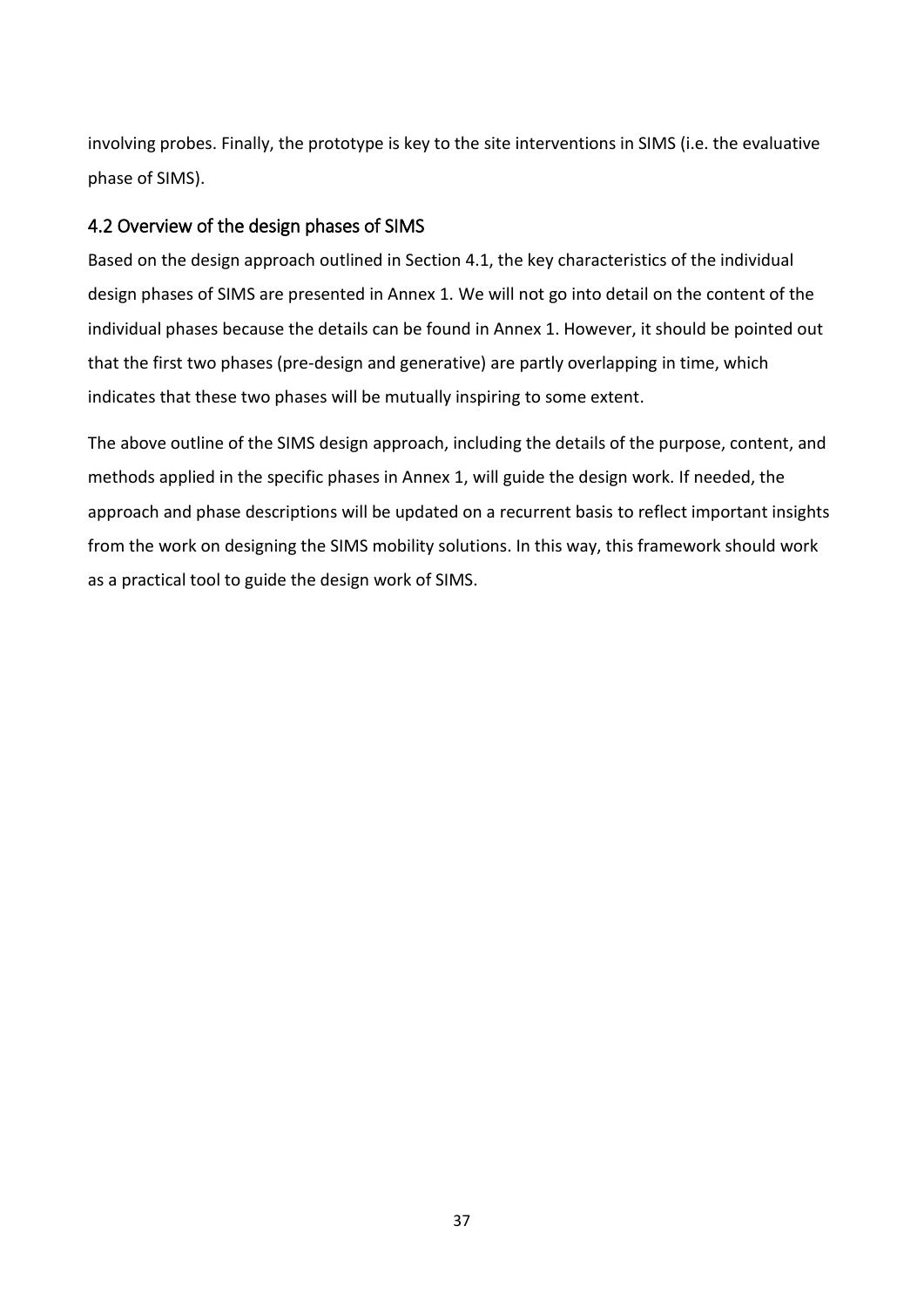involving probes. Finally, the prototype is key to the site interventions in SIMS (i.e. the evaluative phase of SIMS).

## 4.2 Overview of the design phases of SIMS

Based on the design approach outlined in Section 4.1, the key characteristics of the individual design phases of SIMS are presented in Annex 1. We will not go into detail on the content of the individual phases because the details can be found in Annex 1. However, it should be pointed out that the first two phases (pre-design and generative) are partly overlapping in time, which indicates that these two phases will be mutually inspiring to some extent.

The above outline of the SIMS design approach, including the details of the purpose, content, and methods applied in the specific phases in Annex 1, will guide the design work. If needed, the approach and phase descriptions will be updated on a recurrent basis to reflect important insights from the work on designing the SIMS mobility solutions. In this way, this framework should work as a practical tool to guide the design work of SIMS.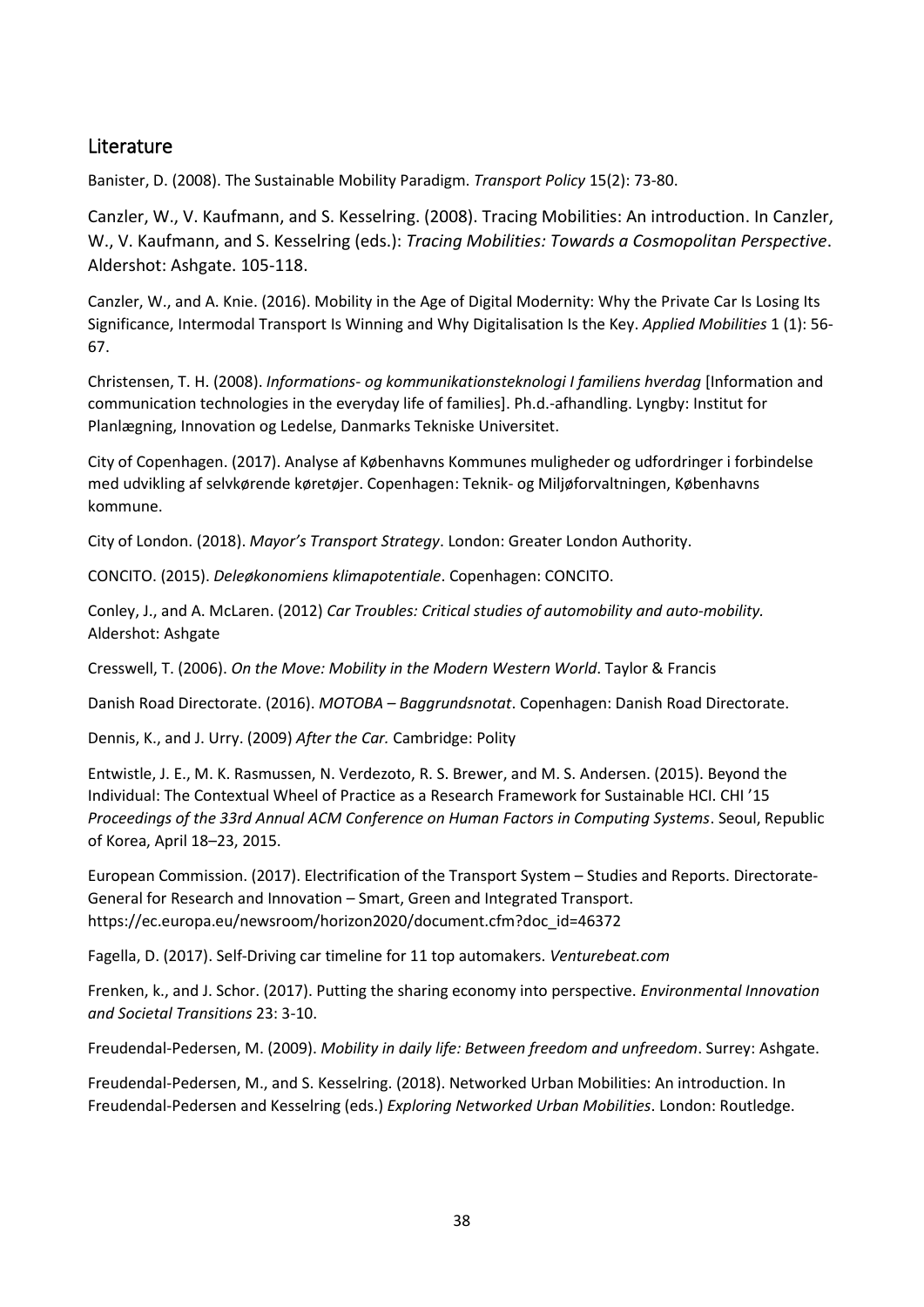## Literature

Banister, D. (2008). The Sustainable Mobility Paradigm. *Transport Policy* 15(2): 73-80.

Canzler, W., V. Kaufmann, and S. Kesselring. (2008). Tracing Mobilities: An introduction. In Canzler, W., V. Kaufmann, and S. Kesselring (eds.): *Tracing Mobilities: Towards a Cosmopolitan Perspective*. Aldershot: Ashgate. 105-118.

Canzler, W., and A. Knie. (2016). Mobility in the Age of Digital Modernity: Why the Private Car Is Losing Its Significance, Intermodal Transport Is Winning and Why Digitalisation Is the Key. *Applied Mobilities* 1 (1): 56-67.

Christensen, T. H. (2008). *Informations- og kommunikationsteknologi I familiens hverdag* [Information and communication technologies in the everyday life of families]. Ph.d.-afhandling. Lyngby: Institut for Planlægning, Innovation og Ledelse, Danmarks Tekniske Universitet.

City of Copenhagen. (2017). Analyse af Københavns Kommunes muligheder og udfordringer i forbindelse med udvikling af selvkørende køretøjer. Copenhagen: Teknik- og Miljøforvaltningen, Københavns kommune.

City of London. (2018). *Mayor's Transport Strategy*. London: Greater London Authority.

CONCITO. (2015). *Deleøkonomiens klimapotentiale*. Copenhagen: CONCITO.

Conley, J., and A. McLaren. (2012) *Car Troubles: Critical studies of automobility and auto-mobility.* Aldershot: Ashgate

Cresswell, T. (2006). *On the Move: Mobility in the Modern Western World*. Taylor & Francis

Danish Road Directorate. (2016). *MOTOBA – Baggrundsnotat*. Copenhagen: Danish Road Directorate.

Dennis, K., and J. Urry. (2009) *After the Car.* Cambridge: Polity

Entwistle, J. E., M. K. Rasmussen, N. Verdezoto, R. S. Brewer, and M. S. Andersen. (2015). Beyond the Individual: The Contextual Wheel of Practice as a Research Framework for Sustainable HCI. CHI '15 *Proceedings of the 33rd Annual ACM Conference on Human Factors in Computing Systems*. Seoul, Republic of Korea, April 18–23, 2015.

European Commission. (2017). Electrification of the Transport System – Studies and Reports. Directorate-General for Research and Innovation – Smart, Green and Integrated Transport. https://ec.europa.eu/newsroom/horizon2020/document.cfm?doc_id=46372

Fagella, D. (2017). Self-Driving car timeline for 11 top automakers. *Venturebeat.com*

Frenken, k., and J. Schor. (2017). Putting the sharing economy into perspective. *Environmental Innovation and Societal Transitions* 23: 3-10.

Freudendal-Pedersen, M. (2009). *Mobility in daily life: Between freedom and unfreedom*. Surrey: Ashgate.

Freudendal-Pedersen, M., and S. Kesselring. (2018). Networked Urban Mobilities: An introduction. In Freudendal-Pedersen and Kesselring (eds.) *Exploring Networked Urban Mobilities*. London: Routledge.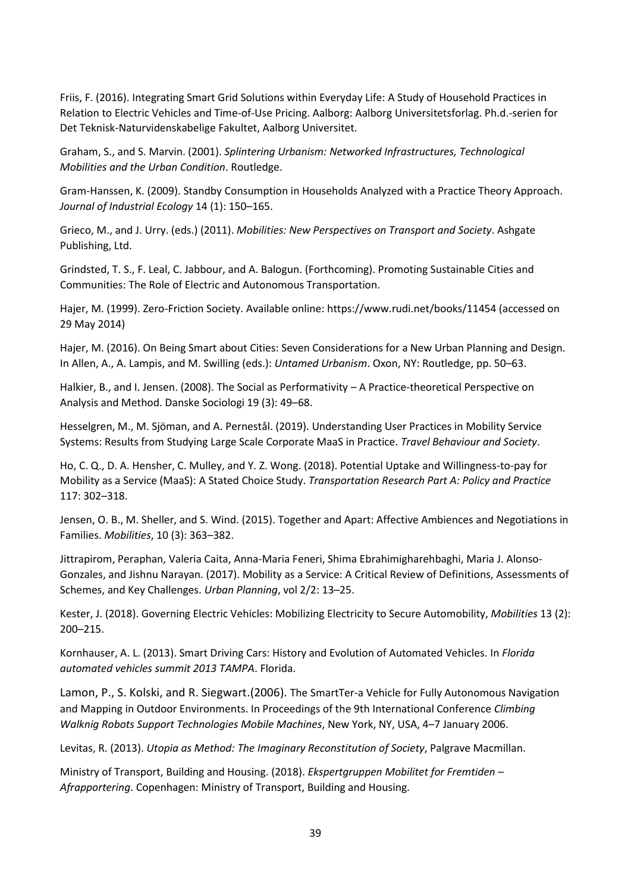Friis, F. (2016). Integrating Smart Grid Solutions within Everyday Life: A Study of Household Practices in Relation to Electric Vehicles and Time-of-Use Pricing. Aalborg: Aalborg Universitetsforlag. Ph.d.-serien for Det Teknisk-Naturvidenskabelige Fakultet, Aalborg Universitet.

Graham, S., and S. Marvin. (2001). *Splintering Urbanism: Networked Infrastructures, Technological Mobilities and the Urban Condition*. Routledge.

Gram-Hanssen, K. (2009). Standby Consumption in Households Analyzed with a Practice Theory Approach. *Journal of Industrial Ecology* 14 (1): 150–165.

Grieco, M., and J. Urry. (eds.) (2011). *Mobilities: New Perspectives on Transport and Society*. Ashgate Publishing, Ltd.

Grindsted, T. S., F. Leal, C. Jabbour, and A. Balogun. (Forthcoming). Promoting Sustainable Cities and Communities: The Role of Electric and Autonomous Transportation.

Hajer, M. (1999). Zero-Friction Society. Available online: https://www.rudi.net/books/11454 (accessed on 29 May 2014)

Hajer, M. (2016). On Being Smart about Cities: Seven Considerations for a New Urban Planning and Design. In Allen, A., A. Lampis, and M. Swilling (eds.): *Untamed Urbanism*. Oxon, NY: Routledge, pp. 50–63.

Halkier, B., and I. Jensen. (2008). The Social as Performativity – A Practice-theoretical Perspective on Analysis and Method. Danske Sociologi 19 (3): 49–68.

Hesselgren, M., M. Sjöman, and A. Pernestål. (2019). Understanding User Practices in Mobility Service Systems: Results from Studying Large Scale Corporate MaaS in Practice. *Travel Behaviour and Society*.

Ho, C. Q., D. A. Hensher, C. Mulley, and Y. Z. Wong. (2018). Potential Uptake and Willingness-to-pay for Mobility as a Service (MaaS): A Stated Choice Study. *Transportation Research Part A: Policy and Practice* 117: 302–318.

Jensen, O. B., M. Sheller, and S. Wind. (2015). Together and Apart: Affective Ambiences and Negotiations in Families. *Mobilities*, 10 (3): 363–382.

Jittrapirom, Peraphan, Valeria Caita, Anna-Maria Feneri, Shima Ebrahimigharehbaghi, Maria J. Alonso-Gonzales, and Jishnu Narayan. (2017). Mobility as a Service: A Critical Review of Definitions, Assessments of Schemes, and Key Challenges. *Urban Planning*, vol 2/2: 13–25.

Kester, J. (2018). Governing Electric Vehicles: Mobilizing Electricity to Secure Automobility, *Mobilities* 13 (2): 200–215.

Kornhauser, A. L. (2013). Smart Driving Cars: History and Evolution of Automated Vehicles. In *Florida automated vehicles summit 2013 TAMPA*. Florida.

Lamon, P., S. Kolski, and R. Siegwart.(2006). The SmartTer-a Vehicle for Fully Autonomous Navigation and Mapping in Outdoor Environments. In Proceedings of the 9th International Conference *Climbing Walknig Robots Support Technologies Mobile Machines*, New York, NY, USA, 4–7 January 2006.

Levitas, R. (2013). *Utopia as Method: The Imaginary Reconstitution of Society*, Palgrave Macmillan.

Ministry of Transport, Building and Housing. (2018). *Ekspertgruppen Mobilitet for Fremtiden – Afrapportering*. Copenhagen: Ministry of Transport, Building and Housing.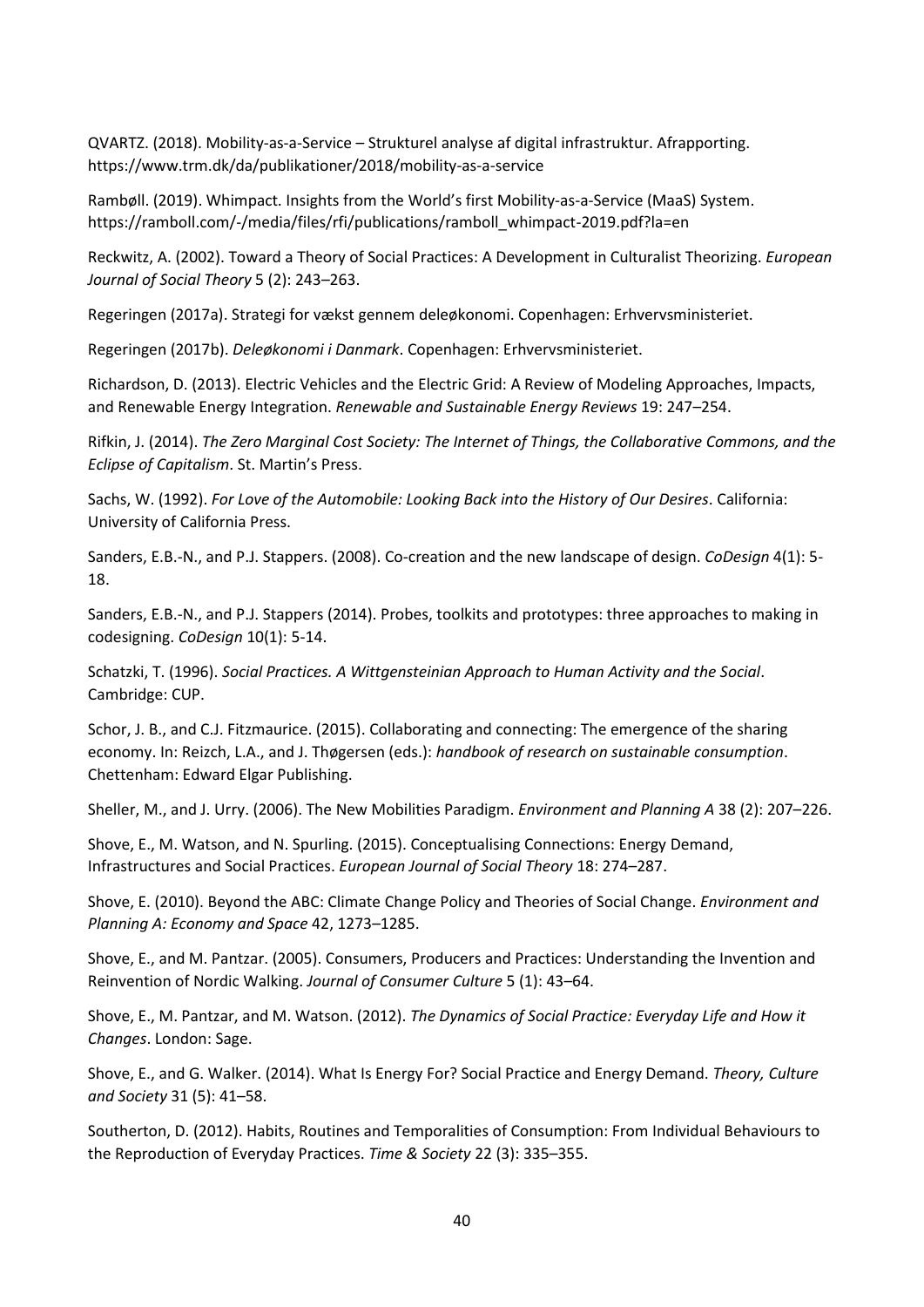QVARTZ. (2018). Mobility-as-a-Service – Strukturel analyse af digital infrastruktur. Afrapporting. https://www.trm.dk/da/publikationer/2018/mobility-as-a-service

Rambøll. (2019). Whimpact. Insights from the World's first Mobility-as-a-Service (MaaS) System. https://ramboll.com/-/media/files/rfi/publications/ramboll_whimpact-2019.pdf?la=en

Reckwitz, A. (2002). Toward a Theory of Social Practices: A Development in Culturalist Theorizing. *European Journal of Social Theory* 5 (2): 243–263.

Regeringen (2017a). Strategi for vækst gennem deleøkonomi. Copenhagen: Erhvervsministeriet.

Regeringen (2017b). *Deleøkonomi i Danmark*. Copenhagen: Erhvervsministeriet.

Richardson, D. (2013). Electric Vehicles and the Electric Grid: A Review of Modeling Approaches, Impacts, and Renewable Energy Integration. *Renewable and Sustainable Energy Reviews* 19: 247–254.

Rifkin, J. (2014). *The Zero Marginal Cost Society: The Internet of Things, the Collaborative Commons, and the Eclipse of Capitalism*. St. Martin's Press.

Sachs, W. (1992). *For Love of the Automobile: Looking Back into the History of Our Desires*. California: University of California Press.

Sanders, E.B.-N., and P.J. Stappers. (2008). Co-creation and the new landscape of design. *CoDesign* 4(1): 5-18.

Sanders, E.B.-N., and P.J. Stappers (2014). Probes, toolkits and prototypes: three approaches to making in codesigning. *CoDesign* 10(1): 5-14.

Schatzki, T. (1996). *Social Practices. A Wittgensteinian Approach to Human Activity and the Social*. Cambridge: CUP.

Schor, J. B., and C.J. Fitzmaurice. (2015). Collaborating and connecting: The emergence of the sharing economy. In: Reizch, L.A., and J. Thøgersen (eds.): *handbook of research on sustainable consumption*. Chettenham: Edward Elgar Publishing.

Sheller, M., and J. Urry. (2006). The New Mobilities Paradigm. *Environment and Planning A* 38 (2): 207–226.

Shove, E., M. Watson, and N. Spurling. (2015). Conceptualising Connections: Energy Demand, Infrastructures and Social Practices. *European Journal of Social Theory* 18: 274–287.

Shove, E. (2010). Beyond the ABC: Climate Change Policy and Theories of Social Change. *Environment and Planning A: Economy and Space* 42, 1273–1285.

Shove, E., and M. Pantzar. (2005). Consumers, Producers and Practices: Understanding the Invention and Reinvention of Nordic Walking. *Journal of Consumer Culture* 5 (1): 43–64.

Shove, E., M. Pantzar, and M. Watson. (2012). *The Dynamics of Social Practice: Everyday Life and How it Changes*. London: Sage.

Shove, E., and G. Walker. (2014). What Is Energy For? Social Practice and Energy Demand. *Theory, Culture and Society* 31 (5): 41–58.

Southerton, D. (2012). Habits, Routines and Temporalities of Consumption: From Individual Behaviours to the Reproduction of Everyday Practices. *Time & Society* 22 (3): 335–355.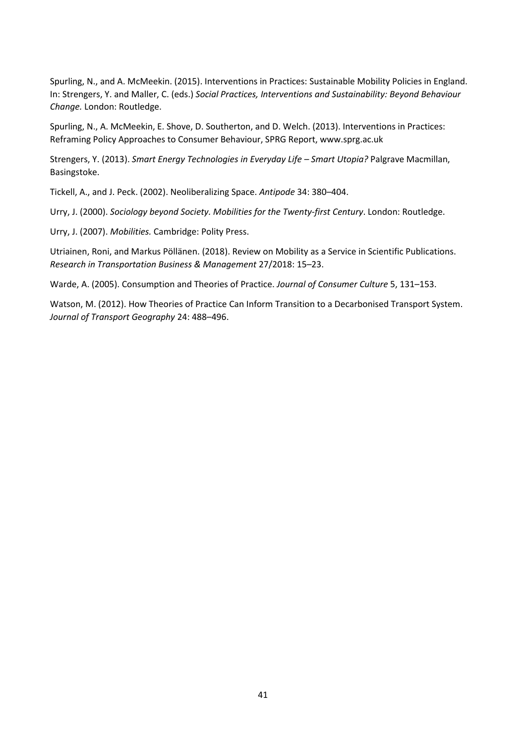Spurling, N., and A. McMeekin. (2015). Interventions in Practices: Sustainable Mobility Policies in England. In: Strengers, Y. and Maller, C. (eds.) *Social Practices, Interventions and Sustainability: Beyond Behaviour Change.* London: Routledge.

Spurling, N., A. McMeekin, E. Shove, D. Southerton, and D. Welch. (2013). Interventions in Practices: Reframing Policy Approaches to Consumer Behaviour, SPRG Report, www.sprg.ac.uk

Strengers, Y. (2013). *Smart Energy Technologies in Everyday Life – Smart Utopia?* Palgrave Macmillan, Basingstoke.

Tickell, A., and J. Peck. (2002). Neoliberalizing Space. *Antipode* 34: 380–404.

Urry, J. (2000). *Sociology beyond Society. Mobilities for the Twenty-first Century*. London: Routledge.

Urry, J. (2007). *Mobilities.* Cambridge: Polity Press.

Utriainen, Roni, and Markus Pöllänen. (2018). Review on Mobility as a Service in Scientific Publications. *Research in Transportation Business & Management* 27/2018: 15–23.

Warde, A. (2005). Consumption and Theories of Practice. *Journal of Consumer Culture* 5, 131–153.

Watson, M. (2012). How Theories of Practice Can Inform Transition to a Decarbonised Transport System. *Journal of Transport Geography* 24: 488–496.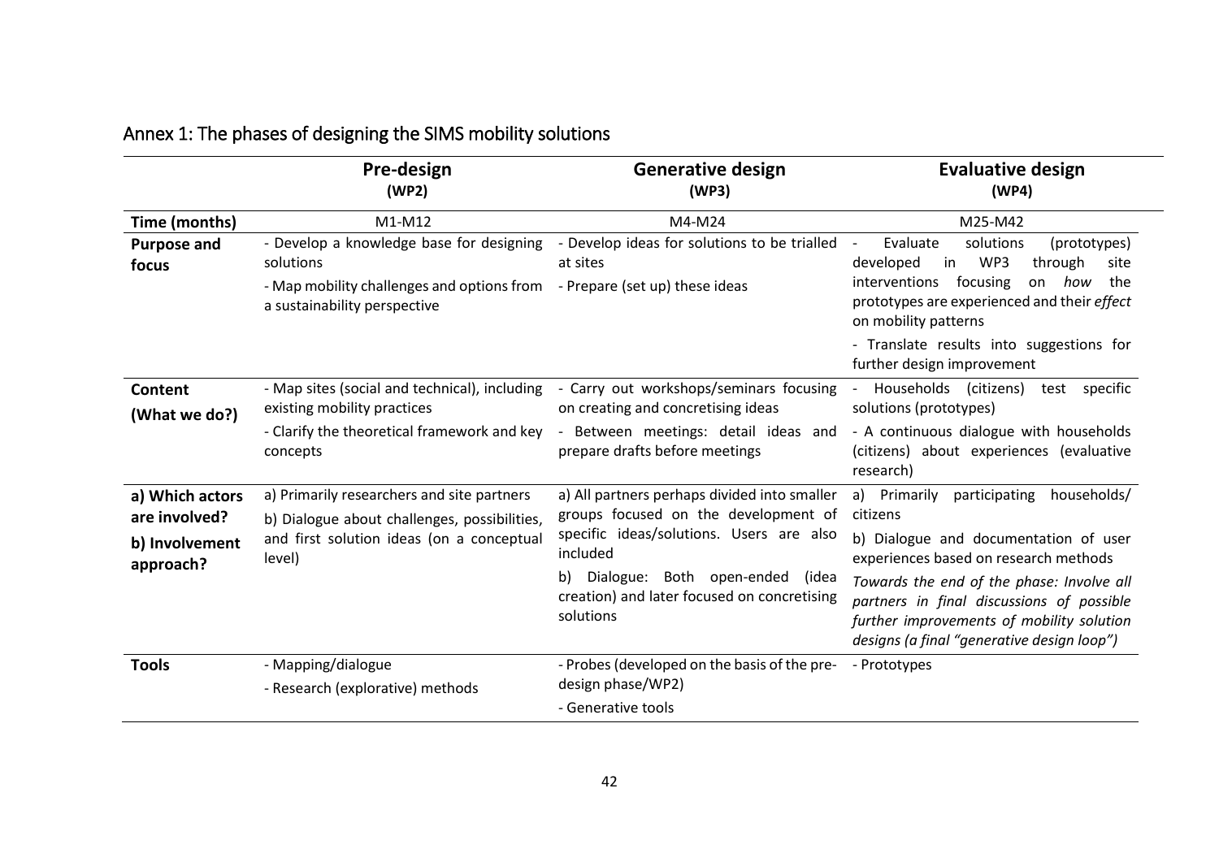## Annex 1: The phases of designing the SIMS mobility solutions

| | **Pre-design (WP2)** | **Generative design (WP3)** | **Evaluative design (WP4)** |
|---|---|---|---|
| **Time (months)** | M1-M12 | M4-M24 | M25-M42 |
| **Purpose and focus** | - Develop a knowledge base for designing solutions<br>- Map mobility challenges and options from a sustainability perspective | - Develop ideas for solutions to be trialled at sites<br>- Prepare (set up) these ideas | - Evaluate solutions (prototypes) developed in WP3 through site interventions focusing on *how* the prototypes are experienced and their *effect* on mobility patterns<br>- Translate results into suggestions for further design improvement |
| **Content (What we do?)** | - Map sites (social and technical), including existing mobility practices<br>- Clarify the theoretical framework and key concepts | - Carry out workshops/seminars focusing on creating and concretising ideas<br>- Between meetings: detail ideas and prepare drafts before meetings | - Households (citizens) test specific solutions (prototypes)<br>- A continuous dialogue with households (citizens) about experiences (evaluative research) |
| **a) Which actors are involved?<br>b) Involvement approach?** | a) Primarily researchers and site partners<br>b) Dialogue about challenges, possibilities, and first solution ideas (on a conceptual level) | a) All partners perhaps divided into smaller groups focused on the development of specific ideas/solutions. Users are also included<br>b) Dialogue: Both open-ended (idea creation) and later focused on concretising solutions | a) Primarily participating households/ citizens<br>b) Dialogue and documentation of user experiences based on research methods<br>*Towards the end of the phase: Involve all partners in final discussions of possible further improvements of mobility solution designs (a final "generative design loop")* |
| **Tools** | - Mapping/dialogue<br>- Research (explorative) methods | - Probes (developed on the basis of the pre-design phase/WP2)<br>- Generative tools | - Prototypes |